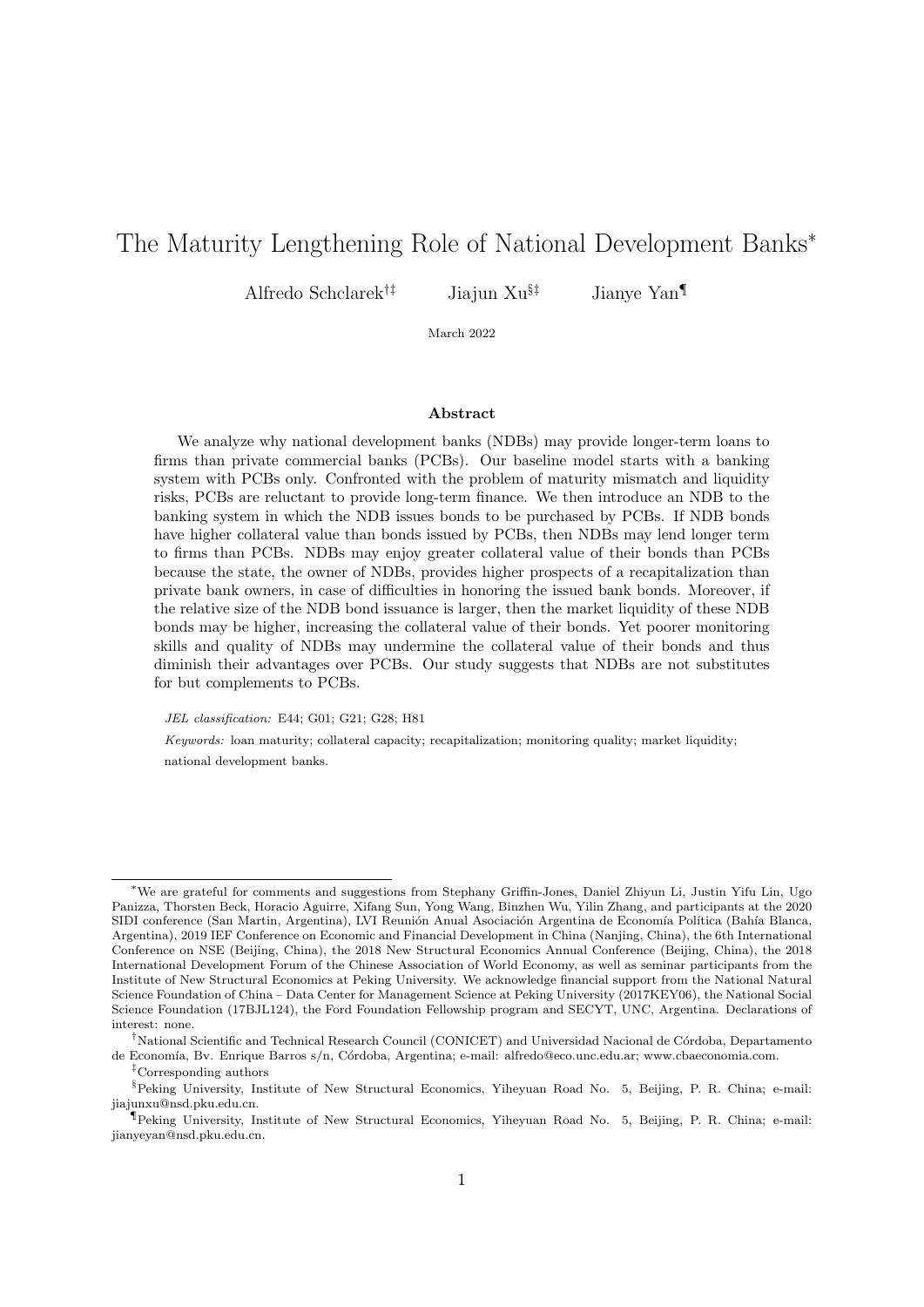# The Maturity Lengthening Role of National Development Banks*

Alfredo Schclarek[†‡] Jiajun Xu[§‡] Jianye Yan[¶]

March 2022

## Abstract

We analyze why national development banks (NDBs) may provide longer-term loans to firms than private commercial banks (PCBs). Our baseline model starts with a banking system with PCBs only. Confronted with the problem of maturity mismatch and liquidity risks, PCBs are reluctant to provide long-term finance. We then introduce an NDB to the banking system in which the NDB issues bonds to be purchased by PCBs. If NDB bonds have higher collateral value than bonds issued by PCBs, then NDBs may lend longer term to firms than PCBs. NDBs may enjoy greater collateral value of their bonds than PCBs because the state, the owner of NDBs, provides higher prospects of a recapitalization than private bank owners, in case of difficulties in honoring the issued bank bonds. Moreover, if the relative size of the NDB bond issuance is larger, then the market liquidity of these NDB bonds may be higher, increasing the collateral value of their bonds. Yet poorer monitoring skills and quality of NDBs may undermine the collateral value of their bonds and thus diminish their advantages over PCBs. Our study suggests that NDBs are not substitutes for but complements to PCBs.

*JEL classification:* E44; G01; G21; G28; H81

*Keywords:* loan maturity; collateral capacity; recapitalization; monitoring quality; market liquidity; national development banks.

---

*We are grateful for comments and suggestions from Stephany Griffin-Jones, Daniel Zhiyun Li, Justin Yifu Lin, Ugo Panizza, Thorsten Beck, Horacio Aguirre, Xifang Sun, Yong Wang, Binzhen Wu, Yilin Zhang, and participants at the 2020 SIDI conference (San Martin, Argentina), LVI Reunión Anual Asociación Argentina de Economía Política (Bahía Blanca, Argentina), 2019 IEF Conference on Economic and Financial Development in China (Nanjing, China), the 6th International Conference on NSE (Beijing, China), the 2018 New Structural Economics Annual Conference (Beijing, China), the 2018 International Development Forum of the Chinese Association of World Economy, as well as seminar participants from the Institute of New Structural Economics at Peking University. We acknowledge financial support from the National Natural Science Foundation of China – Data Center for Management Science at Peking University (2017KEY06), the National Social Science Foundation (17BJL124), the Ford Foundation Fellowship program and SECYT, UNC, Argentina. Declarations of interest: none.

[†] National Scientific and Technical Research Council (CONICET) and Universidad Nacional de Córdoba, Departamento de Economía, Bv. Enrique Barros s/n, Córdoba, Argentina; e-mail: alfredo@eco.unc.edu.ar; www.cbaeconomia.com.

[‡] Corresponding authors

[§] Peking University, Institute of New Structural Economics, Yiheyuan Road No. 5, Beijing, P. R. China; e-mail: jiajunxu@nsd.pku.edu.cn.

[¶] Peking University, Institute of New Structural Economics, Yiheyuan Road No. 5, Beijing, P. R. China; e-mail: jianyeyan@nsd.pku.edu.cn.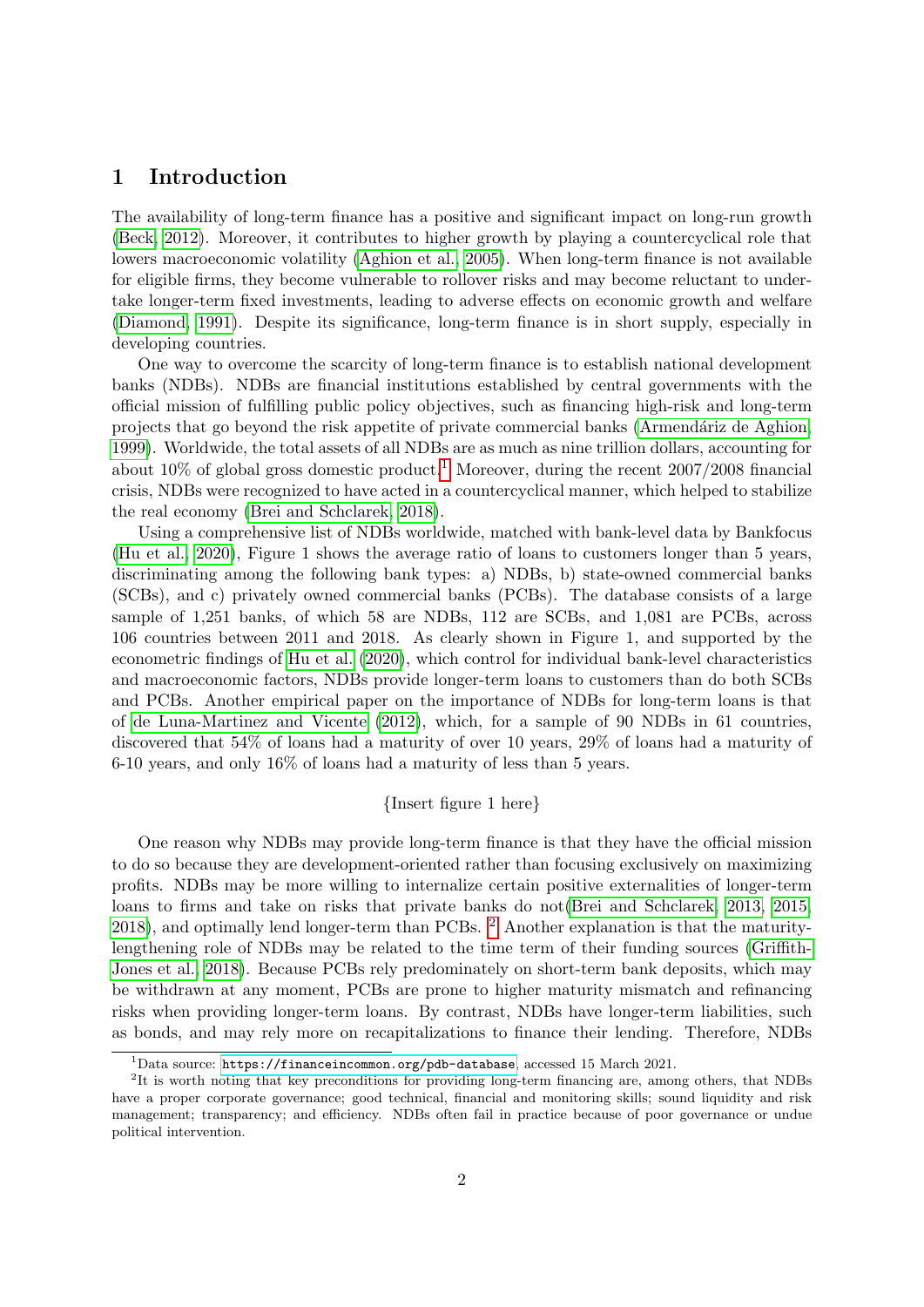## 1 Introduction

The availability of long-term finance has a positive and significant impact on long-run growth (Beck, 2012). Moreover, it contributes to higher growth by playing a countercyclical role that lowers macroeconomic volatility (Aghion et al., 2005). When long-term finance is not available for eligible firms, they become vulnerable to rollover risks and may become reluctant to undertake longer-term fixed investments, leading to adverse effects on economic growth and welfare (Diamond, 1991). Despite its significance, long-term finance is in short supply, especially in developing countries.

One way to overcome the scarcity of long-term finance is to establish national development banks (NDBs). NDBs are financial institutions established by central governments with the official mission of fulfilling public policy objectives, such as financing high-risk and long-term projects that go beyond the risk appetite of private commercial banks (Armendáriz de Aghion, 1999). Worldwide, the total assets of all NDBs are as much as nine trillion dollars, accounting for about 10% of global gross domestic product.[1] Moreover, during the recent 2007/2008 financial crisis, NDBs were recognized to have acted in a countercyclical manner, which helped to stabilize the real economy (Brei and Schclarek, 2018).

Using a comprehensive list of NDBs worldwide, matched with bank-level data by Bankfocus (Hu et al., 2020), Figure 1 shows the average ratio of loans to customers longer than 5 years, discriminating among the following bank types: a) NDBs, b) state-owned commercial banks (SCBs), and c) privately owned commercial banks (PCBs). The database consists of a large sample of 1,251 banks, of which 58 are NDBs, 112 are SCBs, and 1,081 are PCBs, across 106 countries between 2011 and 2018. As clearly shown in Figure 1, and supported by the econometric findings of Hu et al. (2020), which control for individual bank-level characteristics and macroeconomic factors, NDBs provide longer-term loans to customers than do both SCBs and PCBs. Another empirical paper on the importance of NDBs for long-term loans is that of de Luna-Martinez and Vicente (2012), which, for a sample of 90 NDBs in 61 countries, discovered that 54% of loans had a maturity of over 10 years, 29% of loans had a maturity of 6-10 years, and only 16% of loans had a maturity of less than 5 years.

{Insert figure 1 here}

One reason why NDBs may provide long-term finance is that they have the official mission to do so because they are development-oriented rather than focusing exclusively on maximizing profits. NDBs may be more willing to internalize certain positive externalities of longer-term loans to firms and take on risks that private banks do not(Brei and Schclarek, 2013, 2015, 2018), and optimally lend longer-term than PCBs. [2] Another explanation is that the maturity-lengthening role of NDBs may be related to the time term of their funding sources (Griffith-Jones et al., 2018). Because PCBs rely predominately on short-term bank deposits, which may be withdrawn at any moment, PCBs are prone to higher maturity mismatch and refinancing risks when providing longer-term loans. By contrast, NDBs have longer-term liabilities, such as bonds, and may rely more on recapitalizations to finance their lending. Therefore, NDBs

[1] Data source: https://financeincommon.org/pdb-database, accessed 15 March 2021.

[2] It is worth noting that key preconditions for providing long-term financing are, among others, that NDBs have a proper corporate governance; good technical, financial and monitoring skills; sound liquidity and risk management; transparency; and efficiency. NDBs often fail in practice because of poor governance or undue political intervention.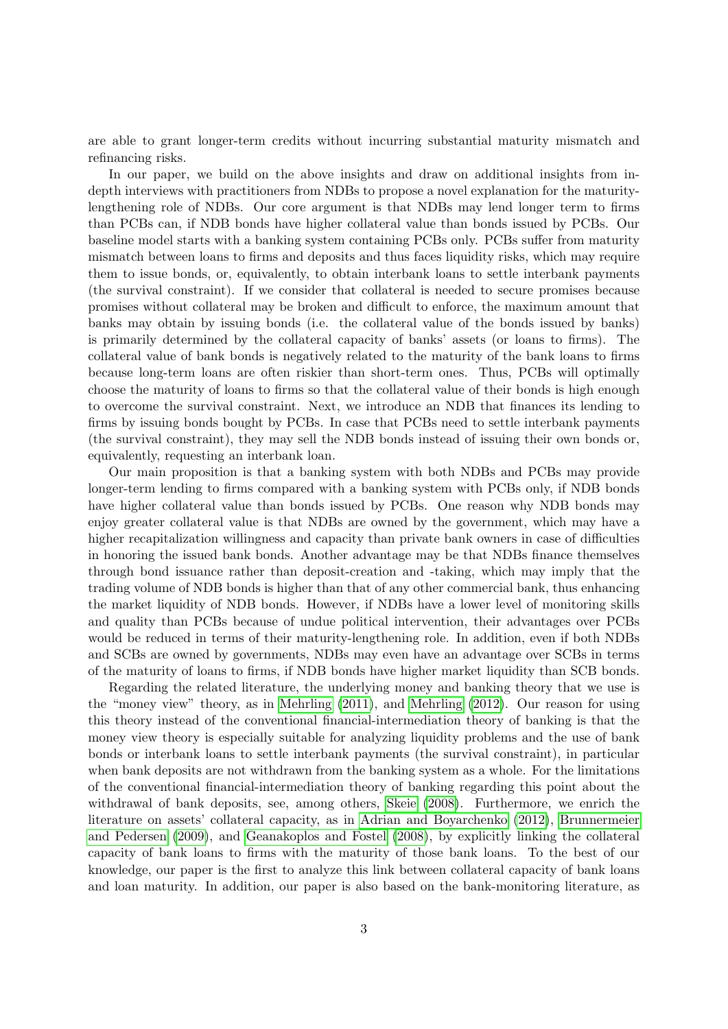are able to grant longer-term credits without incurring substantial maturity mismatch and refinancing risks.

In our paper, we build on the above insights and draw on additional insights from in-depth interviews with practitioners from NDBs to propose a novel explanation for the maturity-lengthening role of NDBs. Our core argument is that NDBs may lend longer term to firms than PCBs can, if NDB bonds have higher collateral value than bonds issued by PCBs. Our baseline model starts with a banking system containing PCBs only. PCBs suffer from maturity mismatch between loans to firms and deposits and thus faces liquidity risks, which may require them to issue bonds, or, equivalently, to obtain interbank loans to settle interbank payments (the survival constraint). If we consider that collateral is needed to secure promises because promises without collateral may be broken and difficult to enforce, the maximum amount that banks may obtain by issuing bonds (i.e. the collateral value of the bonds issued by banks) is primarily determined by the collateral capacity of banks' assets (or loans to firms). The collateral value of bank bonds is negatively related to the maturity of the bank loans to firms because long-term loans are often riskier than short-term ones. Thus, PCBs will optimally choose the maturity of loans to firms so that the collateral value of their bonds is high enough to overcome the survival constraint. Next, we introduce an NDB that finances its lending to firms by issuing bonds bought by PCBs. In case that PCBs need to settle interbank payments (the survival constraint), they may sell the NDB bonds instead of issuing their own bonds or, equivalently, requesting an interbank loan.

Our main proposition is that a banking system with both NDBs and PCBs may provide longer-term lending to firms compared with a banking system with PCBs only, if NDB bonds have higher collateral value than bonds issued by PCBs. One reason why NDB bonds may enjoy greater collateral value is that NDBs are owned by the government, which may have a higher recapitalization willingness and capacity than private bank owners in case of difficulties in honoring the issued bank bonds. Another advantage may be that NDBs finance themselves through bond issuance rather than deposit-creation and -taking, which may imply that the trading volume of NDB bonds is higher than that of any other commercial bank, thus enhancing the market liquidity of NDB bonds. However, if NDBs have a lower level of monitoring skills and quality than PCBs because of undue political intervention, their advantages over PCBs would be reduced in terms of their maturity-lengthening role. In addition, even if both NDBs and SCBs are owned by governments, NDBs may even have an advantage over SCBs in terms of the maturity of loans to firms, if NDB bonds have higher market liquidity than SCB bonds.

Regarding the related literature, the underlying money and banking theory that we use is the "money view" theory, as in Mehrling (2011), and Mehrling (2012). Our reason for using this theory instead of the conventional financial-intermediation theory of banking is that the money view theory is especially suitable for analyzing liquidity problems and the use of bank bonds or interbank loans to settle interbank payments (the survival constraint), in particular when bank deposits are not withdrawn from the banking system as a whole. For the limitations of the conventional financial-intermediation theory of banking regarding this point about the withdrawal of bank deposits, see, among others, Skeie (2008). Furthermore, we enrich the literature on assets' collateral capacity, as in Adrian and Boyarchenko (2012), Brunnermeier and Pedersen (2009), and Geanakoplos and Fostel (2008), by explicitly linking the collateral capacity of bank loans to firms with the maturity of those bank loans. To the best of our knowledge, our paper is the first to analyze this link between collateral capacity of bank loans and loan maturity. In addition, our paper is also based on the bank-monitoring literature, as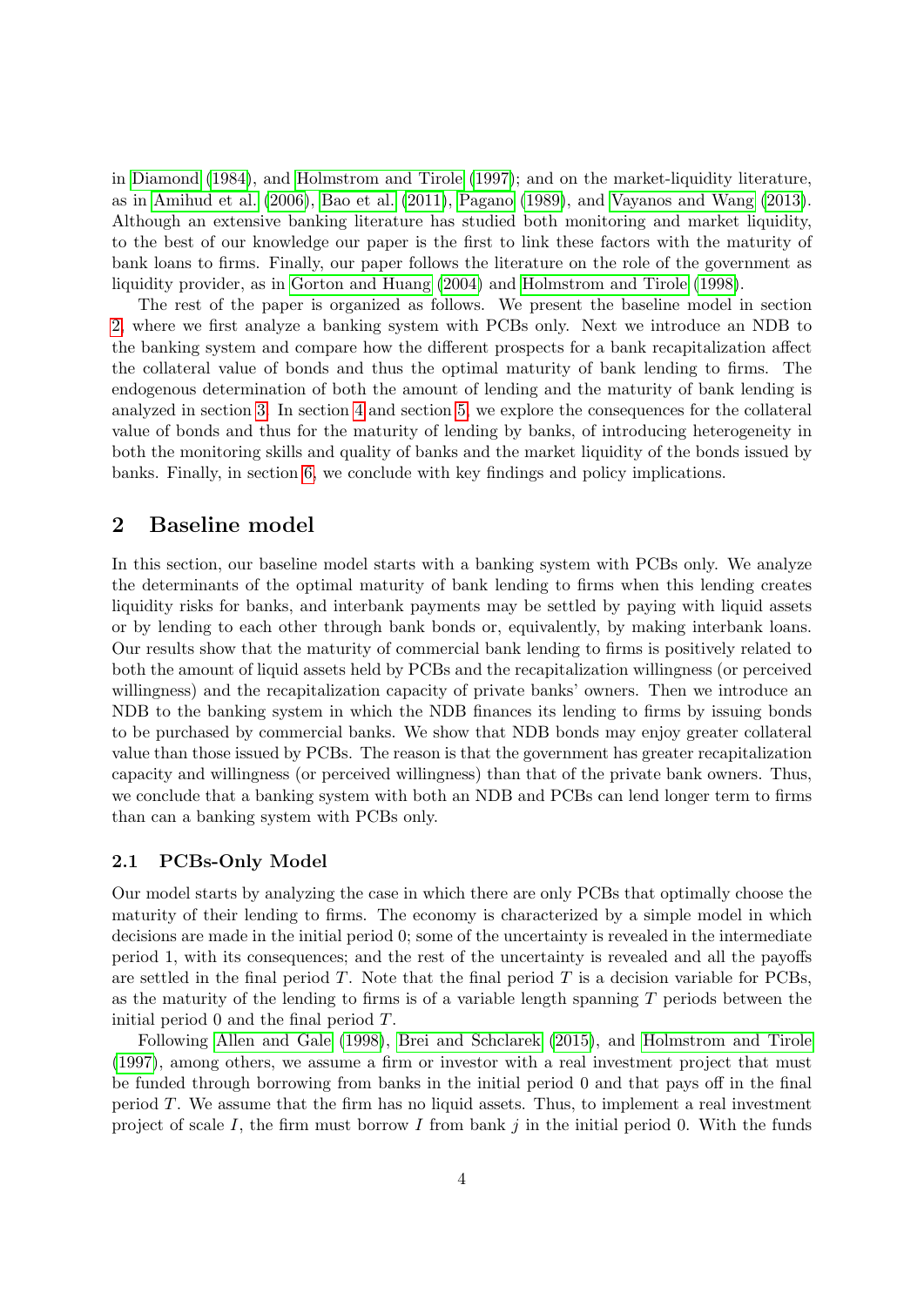in Diamond (1984), and Holmstrom and Tirole (1997); and on the market-liquidity literature, as in Amihud et al. (2006), Bao et al. (2011), Pagano (1989), and Vayanos and Wang (2013). Although an extensive banking literature has studied both monitoring and market liquidity, to the best of our knowledge our paper is the first to link these factors with the maturity of bank loans to firms. Finally, our paper follows the literature on the role of the government as liquidity provider, as in Gorton and Huang (2004) and Holmstrom and Tirole (1998).

The rest of the paper is organized as follows. We present the baseline model in section 2, where we first analyze a banking system with PCBs only. Next we introduce an NDB to the banking system and compare how the different prospects for a bank recapitalization affect the collateral value of bonds and thus the optimal maturity of bank lending to firms. The endogenous determination of both the amount of lending and the maturity of bank lending is analyzed in section 3. In section 4 and section 5, we explore the consequences for the collateral value of bonds and thus for the maturity of lending by banks, of introducing heterogeneity in both the monitoring skills and quality of banks and the market liquidity of the bonds issued by banks. Finally, in section 6, we conclude with key findings and policy implications.

## 2 Baseline model

In this section, our baseline model starts with a banking system with PCBs only. We analyze the determinants of the optimal maturity of bank lending to firms when this lending creates liquidity risks for banks, and interbank payments may be settled by paying with liquid assets or by lending to each other through bank bonds or, equivalently, by making interbank loans. Our results show that the maturity of commercial bank lending to firms is positively related to both the amount of liquid assets held by PCBs and the recapitalization willingness (or perceived willingness) and the recapitalization capacity of private banks' owners. Then we introduce an NDB to the banking system in which the NDB finances its lending to firms by issuing bonds to be purchased by commercial banks. We show that NDB bonds may enjoy greater collateral value than those issued by PCBs. The reason is that the government has greater recapitalization capacity and willingness (or perceived willingness) than that of the private bank owners. Thus, we conclude that a banking system with both an NDB and PCBs can lend longer term to firms than can a banking system with PCBs only.

### 2.1 PCBs-Only Model

Our model starts by analyzing the case in which there are only PCBs that optimally choose the maturity of their lending to firms. The economy is characterized by a simple model in which decisions are made in the initial period 0; some of the uncertainty is revealed in the intermediate period 1, with its consequences; and the rest of the uncertainty is revealed and all the payoffs are settled in the final period $T$. Note that the final period $T$ is a decision variable for PCBs, as the maturity of the lending to firms is of a variable length spanning $T$ periods between the initial period 0 and the final period $T$.

Following Allen and Gale (1998), Brei and Schclarek (2015), and Holmstrom and Tirole (1997), among others, we assume a firm or investor with a real investment project that must be funded through borrowing from banks in the initial period 0 and that pays off in the final period $T$. We assume that the firm has no liquid assets. Thus, to implement a real investment project of scale $I$, the firm must borrow $I$ from bank $j$ in the initial period 0. With the funds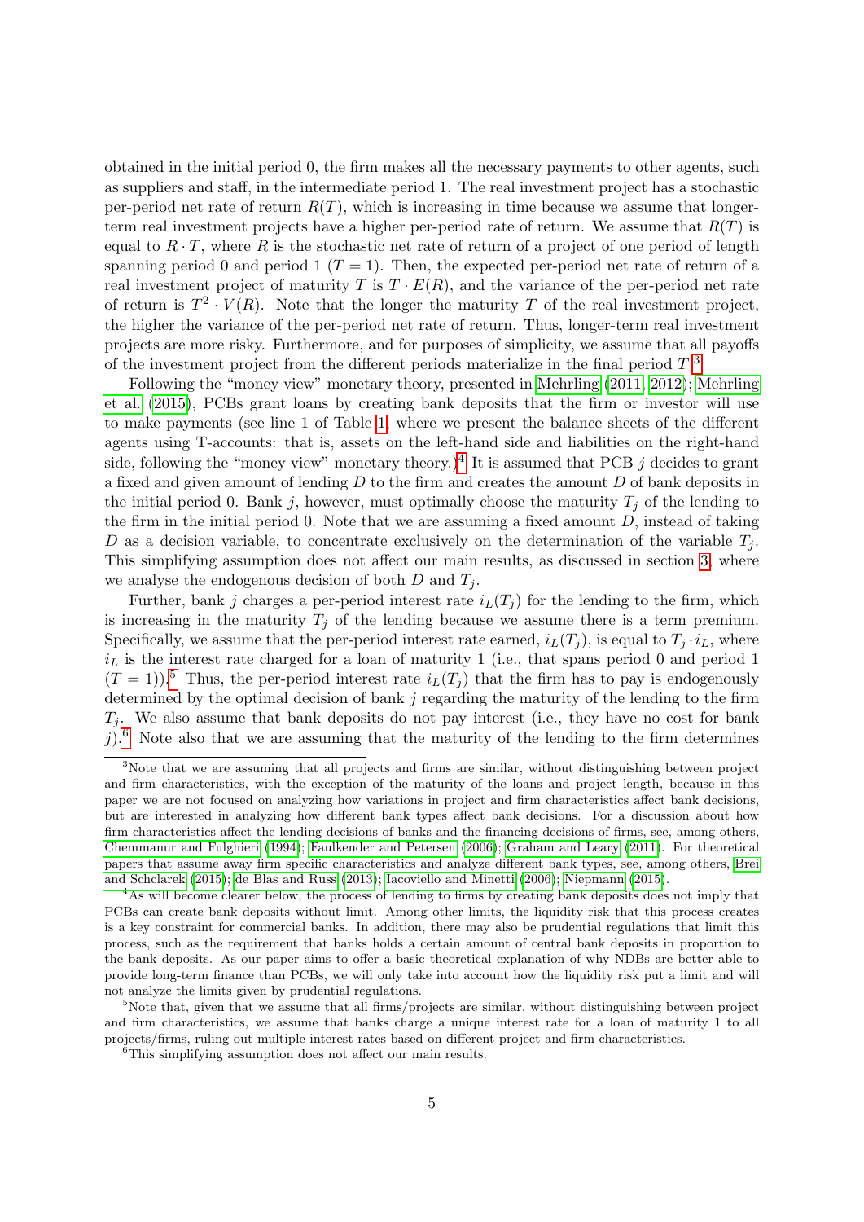obtained in the initial period 0, the firm makes all the necessary payments to other agents, such as suppliers and staff, in the intermediate period 1. The real investment project has a stochastic per-period net rate of return $R(T)$, which is increasing in time because we assume that longer-term real investment projects have a higher per-period rate of return. We assume that $R(T)$ is equal to $R \cdot T$, where $R$ is the stochastic net rate of return of a project of one period of length spanning period 0 and period 1 ($T = 1$). Then, the expected per-period net rate of return of a real investment project of maturity $T$ is $T \cdot E(R)$, and the variance of the per-period net rate of return is $T^2 \cdot V(R)$. Note that the longer the maturity $T$ of the real investment project, the higher the variance of the per-period net rate of return. Thus, longer-term real investment projects are more risky. Furthermore, and for purposes of simplicity, we assume that all payoffs of the investment project from the different periods materialize in the final period $T$.[3]

Following the "money view" monetary theory, presented in Mehrling (2011, 2012); Mehrling et al. (2015), PCBs grant loans by creating bank deposits that the firm or investor will use to make payments (see line 1 of Table 1, where we present the balance sheets of the different agents using T-accounts: that is, assets on the left-hand side and liabilities on the right-hand side, following the "money view" monetary theory.)[4] It is assumed that PCB $j$ decides to grant a fixed and given amount of lending $D$ to the firm and creates the amount $D$ of bank deposits in the initial period 0. Bank $j$, however, must optimally choose the maturity $T_j$ of the lending to the firm in the initial period 0. Note that we are assuming a fixed amount $D$, instead of taking $D$ as a decision variable, to concentrate exclusively on the determination of the variable $T_j$. This simplifying assumption does not affect our main results, as discussed in section 3, where we analyse the endogenous decision of both $D$ and $T_j$.

Further, bank $j$ charges a per-period interest rate $i_L(T_j)$ for the lending to the firm, which is increasing in the maturity $T_j$ of the lending because we assume there is a term premium. Specifically, we assume that the per-period interest rate earned, $i_L(T_j)$, is equal to $T_j \cdot i_L$, where $i_L$ is the interest rate charged for a loan of maturity 1 (i.e., that spans period 0 and period 1 ($T = 1$)).[5] Thus, the per-period interest rate $i_L(T_j)$ that the firm has to pay is endogenously determined by the optimal decision of bank $j$ regarding the maturity of the lending to the firm $T_j$. We also assume that bank deposits do not pay interest (i.e., they have no cost for bank $j$).[6] Note also that we are assuming that the maturity of the lending to the firm determines

[3] Note that we are assuming that all projects and firms are similar, without distinguishing between project and firm characteristics, with the exception of the maturity of the loans and project length, because in this paper we are not focused on analyzing how variations in project and firm characteristics affect bank decisions, but are interested in analyzing how different bank types affect bank decisions. For a discussion about how firm characteristics affect the lending decisions of banks and the financing decisions of firms, see, among others, Chemmanur and Fulghieri (1994); Faulkender and Petersen (2006); Graham and Leary (2011). For theoretical papers that assume away firm specific characteristics and analyze different bank types, see, among others, Brei and Schclarek (2015); de Blas and Russ (2013); Iacoviello and Minetti (2006); Niepmann (2015).

[4] As will become clearer below, the process of lending to firms by creating bank deposits does not imply that PCBs can create bank deposits without limit. Among other limits, the liquidity risk that this process creates is a key constraint for commercial banks. In addition, there may also be prudential regulations that limit this process, such as the requirement that banks holds a certain amount of central bank deposits in proportion to the bank deposits. As our paper aims to offer a basic theoretical explanation of why NDBs are better able to provide long-term finance than PCBs, we will only take into account how the liquidity risk put a limit and will not analyze the limits given by prudential regulations.

[5] Note that, given that we assume that all firms/projects are similar, without distinguishing between project and firm characteristics, we assume that banks charge a unique interest rate for a loan of maturity 1 to all projects/firms, ruling out multiple interest rates based on different project and firm characteristics.

[6] This simplifying assumption does not affect our main results.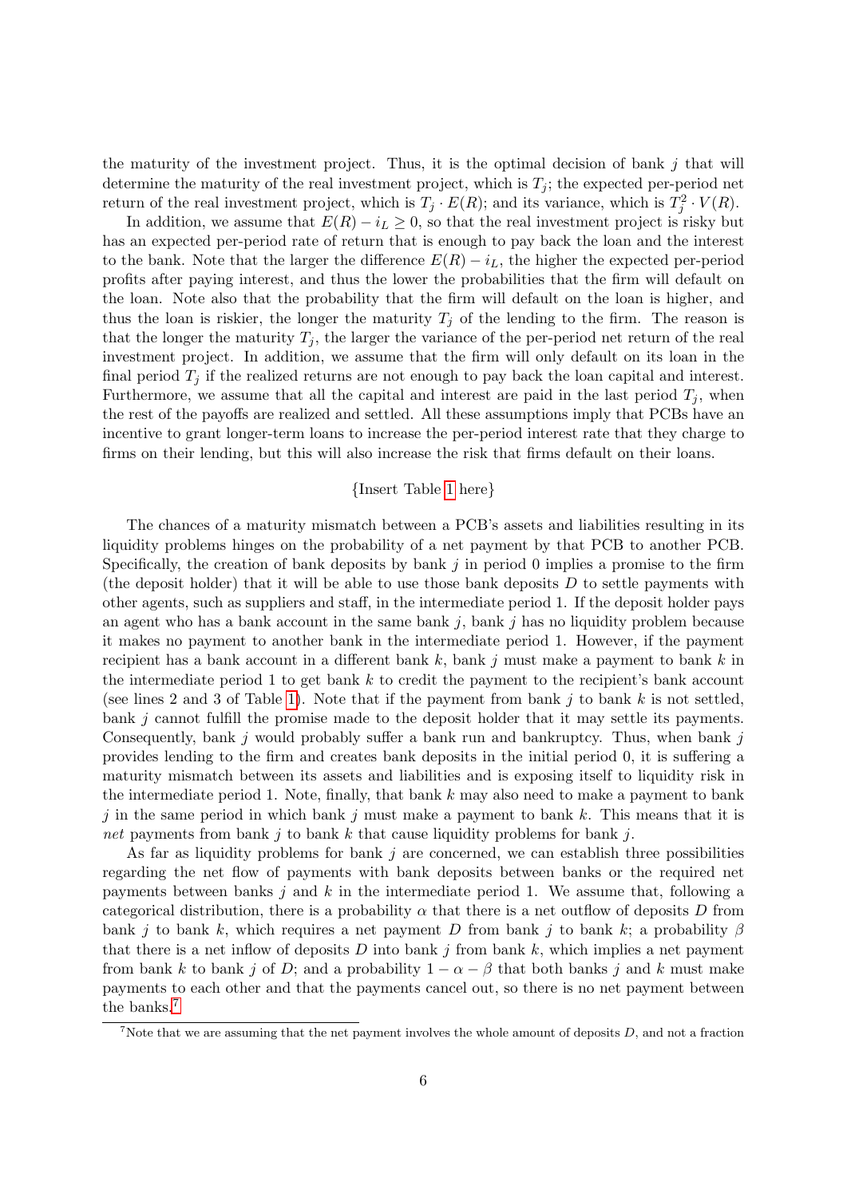the maturity of the investment project. Thus, it is the optimal decision of bank $j$ that will determine the maturity of the real investment project, which is $T_j$; the expected per-period net return of the real investment project, which is $T_j \cdot E(R)$; and its variance, which is $T_j^2 \cdot V(R)$.

In addition, we assume that $E(R) - i_L \geq 0$, so that the real investment project is risky but has an expected per-period rate of return that is enough to pay back the loan and the interest to the bank. Note that the larger the difference $E(R) - i_L$, the higher the expected per-period profits after paying interest, and thus the lower the probabilities that the firm will default on the loan. Note also that the probability that the firm will default on the loan is higher, and thus the loan is riskier, the longer the maturity $T_j$ of the lending to the firm. The reason is that the longer the maturity $T_j$, the larger the variance of the per-period net return of the real investment project. In addition, we assume that the firm will only default on its loan in the final period $T_j$ if the realized returns are not enough to pay back the loan capital and interest. Furthermore, we assume that all the capital and interest are paid in the last period $T_j$, when the rest of the payoffs are realized and settled. All these assumptions imply that PCBs have an incentive to grant longer-term loans to increase the per-period interest rate that they charge to firms on their lending, but this will also increase the risk that firms default on their loans.

{Insert Table 1 here}

The chances of a maturity mismatch between a PCB's assets and liabilities resulting in its liquidity problems hinges on the probability of a net payment by that PCB to another PCB. Specifically, the creation of bank deposits by bank $j$ in period 0 implies a promise to the firm (the deposit holder) that it will be able to use those bank deposits $D$ to settle payments with other agents, such as suppliers and staff, in the intermediate period 1. If the deposit holder pays an agent who has a bank account in the same bank $j$, bank $j$ has no liquidity problem because it makes no payment to another bank in the intermediate period 1. However, if the payment recipient has a bank account in a different bank $k$, bank $j$ must make a payment to bank $k$ in the intermediate period 1 to get bank $k$ to credit the payment to the recipient's bank account (see lines 2 and 3 of Table 1). Note that if the payment from bank $j$ to bank $k$ is not settled, bank $j$ cannot fulfill the promise made to the deposit holder that it may settle its payments. Consequently, bank $j$ would probably suffer a bank run and bankruptcy. Thus, when bank $j$ provides lending to the firm and creates bank deposits in the initial period 0, it is suffering a maturity mismatch between its assets and liabilities and is exposing itself to liquidity risk in the intermediate period 1. Note, finally, that bank $k$ may also need to make a payment to bank $j$ in the same period in which bank $j$ must make a payment to bank $k$. This means that it is *net* payments from bank $j$ to bank $k$ that cause liquidity problems for bank $j$.

As far as liquidity problems for bank $j$ are concerned, we can establish three possibilities regarding the net flow of payments with bank deposits between banks or the required net payments between banks $j$ and $k$ in the intermediate period 1. We assume that, following a categorical distribution, there is a probability $\alpha$ that there is a net outflow of deposits $D$ from bank $j$ to bank $k$, which requires a net payment $D$ from bank $j$ to bank $k$; a probability $\beta$ that there is a net inflow of deposits $D$ into bank $j$ from bank $k$, which implies a net payment from bank $k$ to bank $j$ of $D$; and a probability $1 - \alpha - \beta$ that both banks $j$ and $k$ must make payments to each other and that the payments cancel out, so there is no net payment between the banks.[7]

[7] Note that we are assuming that the net payment involves the whole amount of deposits $D$, and not a fraction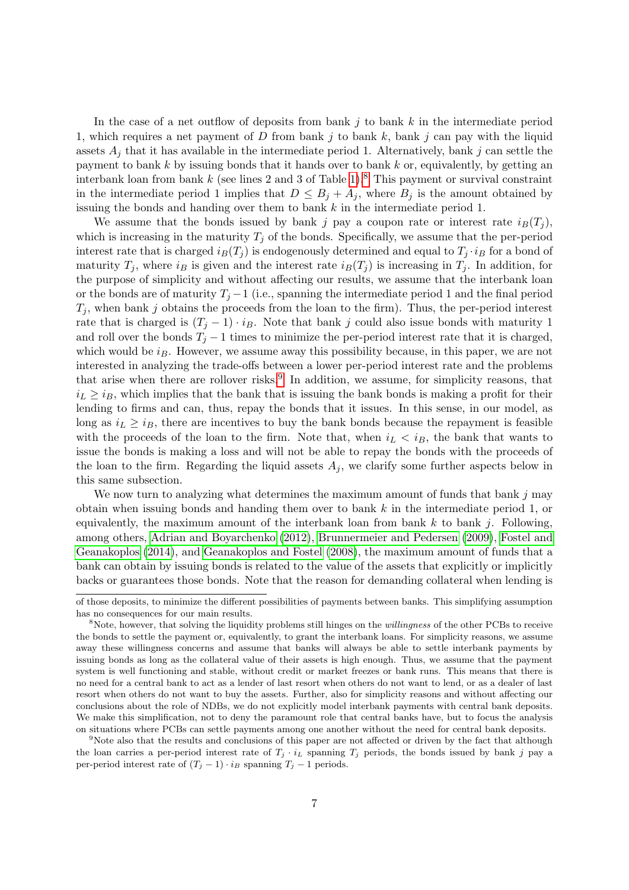In the case of a net outflow of deposits from bank $j$ to bank $k$ in the intermediate period 1, which requires a net payment of $D$ from bank $j$ to bank $k$, bank $j$ can pay with the liquid assets $A_j$ that it has available in the intermediate period 1. Alternatively, bank $j$ can settle the payment to bank $k$ by issuing bonds that it hands over to bank $k$ or, equivalently, by getting an interbank loan from bank $k$ (see lines 2 and 3 of Table 1).[8] This payment or survival constraint in the intermediate period 1 implies that $D \leq B_j + A_j$, where $B_j$ is the amount obtained by issuing the bonds and handing over them to bank $k$ in the intermediate period 1.

We assume that the bonds issued by bank $j$ pay a coupon rate or interest rate $i_B(T_j)$, which is increasing in the maturity $T_j$ of the bonds. Specifically, we assume that the per-period interest rate that is charged $i_B(T_j)$ is endogenously determined and equal to $T_j \cdot i_B$ for a bond of maturity $T_j$, where $i_B$ is given and the interest rate $i_B(T_j)$ is increasing in $T_j$. In addition, for the purpose of simplicity and without affecting our results, we assume that the interbank loan or the bonds are of maturity $T_j - 1$ (i.e., spanning the intermediate period 1 and the final period $T_j$, when bank $j$ obtains the proceeds from the loan to the firm). Thus, the per-period interest rate that is charged is $(T_j - 1) \cdot i_B$. Note that bank $j$ could also issue bonds with maturity 1 and roll over the bonds $T_j - 1$ times to minimize the per-period interest rate that it is charged, which would be $i_B$. However, we assume away this possibility because, in this paper, we are not interested in analyzing the trade-offs between a lower per-period interest rate and the problems that arise when there are rollover risks.[9] In addition, we assume, for simplicity reasons, that $i_L \geq i_B$, which implies that the bank that is issuing the bank bonds is making a profit for their lending to firms and can, thus, repay the bonds that it issues. In this sense, in our model, as long as $i_L \geq i_B$, there are incentives to buy the bank bonds because the repayment is feasible with the proceeds of the loan to the firm. Note that, when $i_L < i_B$, the bank that wants to issue the bonds is making a loss and will not be able to repay the bonds with the proceeds of the loan to the firm. Regarding the liquid assets $A_j$, we clarify some further aspects below in this same subsection.

We now turn to analyzing what determines the maximum amount of funds that bank $j$ may obtain when issuing bonds and handing them over to bank $k$ in the intermediate period 1, or equivalently, the maximum amount of the interbank loan from bank $k$ to bank $j$. Following, among others, Adrian and Boyarchenko (2012), Brunnermeier and Pedersen (2009), Fostel and Geanakoplos (2014), and Geanakoplos and Fostel (2008), the maximum amount of funds that a bank can obtain by issuing bonds is related to the value of the assets that explicitly or implicitly backs or guarantees those bonds. Note that the reason for demanding collateral when lending is

of those deposits, to minimize the different possibilities of payments between banks. This simplifying assumption has no consequences for our main results.

[8] Note, however, that solving the liquidity problems still hinges on the *willingness* of the other PCBs to receive the bonds to settle the payment or, equivalently, to grant the interbank loans. For simplicity reasons, we assume away these willingness concerns and assume that banks will always be able to settle interbank payments by issuing bonds as long as the collateral value of their assets is high enough. Thus, we assume that the payment system is well functioning and stable, without credit or market freezes or bank runs. This means that there is no need for a central bank to act as a lender of last resort when others do not want to lend, or as a dealer of last resort when others do not want to buy the assets. Further, also for simplicity reasons and without affecting our conclusions about the role of NDBs, we do not explicitly model interbank payments with central bank deposits. We make this simplification, not to deny the paramount role that central banks have, but to focus the analysis on situations where PCBs can settle payments among one another without the need for central bank deposits.

[9] Note also that the results and conclusions of this paper are not affected or driven by the fact that although the loan carries a per-period interest rate of $T_j \cdot i_L$ spanning $T_j$ periods, the bonds issued by bank $j$ pay a per-period interest rate of $(T_j - 1) \cdot i_B$ spanning $T_j - 1$ periods.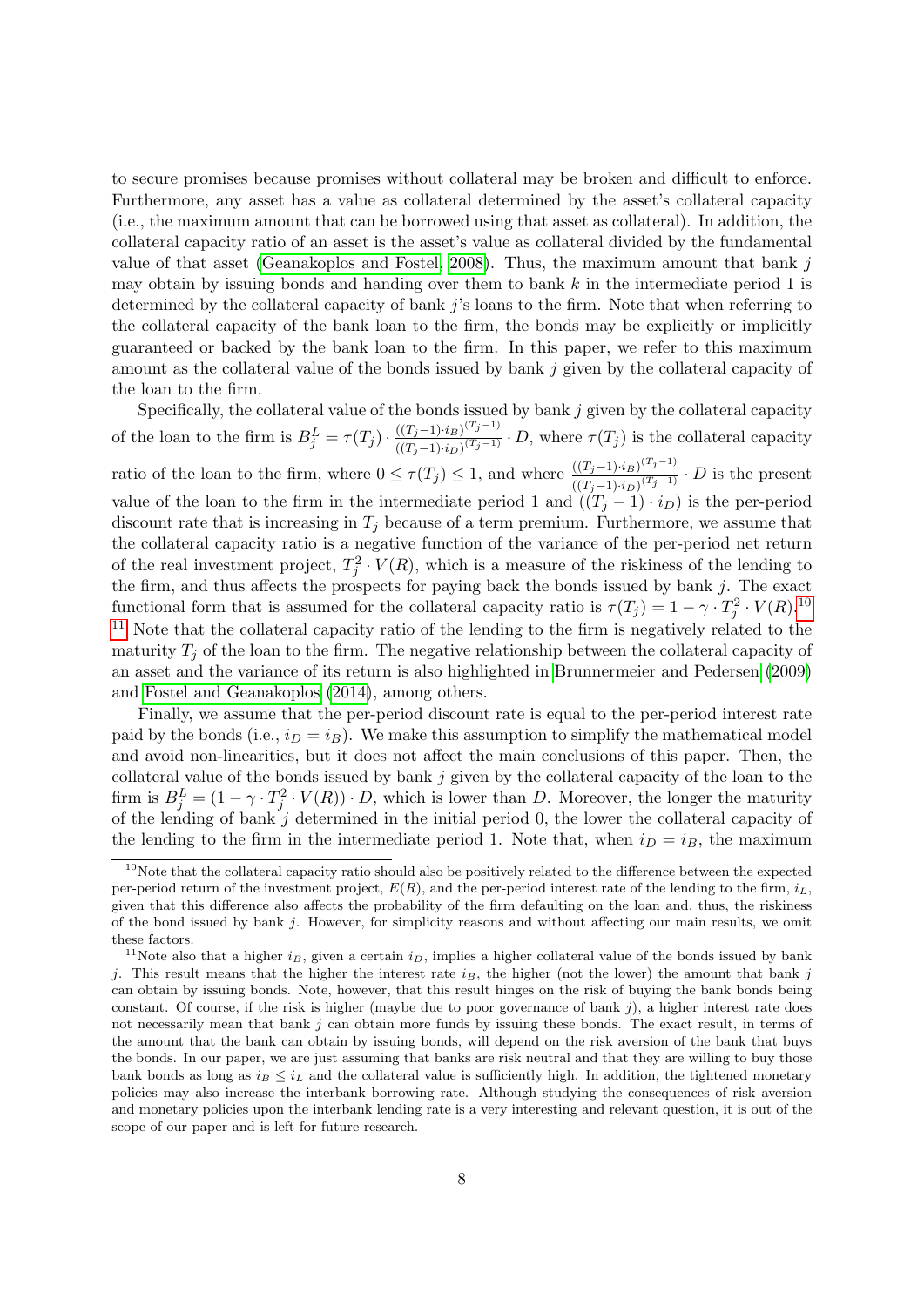to secure promises because promises without collateral may be broken and difficult to enforce. Furthermore, any asset has a value as collateral determined by the asset's collateral capacity (i.e., the maximum amount that can be borrowed using that asset as collateral). In addition, the collateral capacity ratio of an asset is the asset's value as collateral divided by the fundamental value of that asset (Geanakoplos and Fostel, 2008). Thus, the maximum amount that bank $j$ may obtain by issuing bonds and handing over them to bank $k$ in the intermediate period 1 is determined by the collateral capacity of bank $j$'s loans to the firm. Note that when referring to the collateral capacity of the bank loan to the firm, the bonds may be explicitly or implicitly guaranteed or backed by the bank loan to the firm. In this paper, we refer to this maximum amount as the collateral value of the bonds issued by bank $j$ given by the collateral capacity of the loan to the firm.

Specifically, the collateral value of the bonds issued by bank $j$ given by the collateral capacity of the loan to the firm is $B_j^L = \tau(T_j) \cdot \frac{((T_j-1)\cdot i_B)^{(T_j-1)}}{((T_j-1)\cdot i_D)^{(T_j-1)}} \cdot D$, where $\tau(T_j)$ is the collateral capacity ratio of the loan to the firm, where $0 \leq \tau(T_j) \leq 1$, and where $\frac{((T_j-1)\cdot i_B)^{(T_j-1)}}{((T_j-1)\cdot i_D)^{(T_j-1)}} \cdot D$ is the present value of the loan to the firm in the intermediate period 1 and $((T_j - 1) \cdot i_D)$ is the per-period discount rate that is increasing in $T_j$ because of a term premium. Furthermore, we assume that the collateral capacity ratio is a negative function of the variance of the per-period net return of the real investment project, $T_j^2 \cdot V(R)$, which is a measure of the riskiness of the lending to the firm, and thus affects the prospects for paying back the bonds issued by bank $j$. The exact functional form that is assumed for the collateral capacity ratio is $\tau(T_j) = 1 - \gamma \cdot T_j^2 \cdot V(R)$.[10] [11] Note that the collateral capacity ratio of the lending to the firm is negatively related to the maturity $T_j$ of the loan to the firm. The negative relationship between the collateral capacity of an asset and the variance of its return is also highlighted in Brunnermeier and Pedersen (2009) and Fostel and Geanakoplos (2014), among others.

Finally, we assume that the per-period discount rate is equal to the per-period interest rate paid by the bonds (i.e., $i_D = i_B$). We make this assumption to simplify the mathematical model and avoid non-linearities, but it does not affect the main conclusions of this paper. Then, the collateral value of the bonds issued by bank $j$ given by the collateral capacity of the loan to the firm is $B_j^L = (1 - \gamma \cdot T_j^2 \cdot V(R)) \cdot D$, which is lower than $D$. Moreover, the longer the maturity of the lending of bank $j$ determined in the initial period 0, the lower the collateral capacity of the lending to the firm in the intermediate period 1. Note that, when $i_D = i_B$, the maximum

[10] Note that the collateral capacity ratio should also be positively related to the difference between the expected per-period return of the investment project, $E(R)$, and the per-period interest rate of the lending to the firm, $i_L$, given that this difference also affects the probability of the firm defaulting on the loan and, thus, the riskiness of the bond issued by bank $j$. However, for simplicity reasons and without affecting our main results, we omit these factors.

[11] Note also that a higher $i_B$, given a certain $i_D$, implies a higher collateral value of the bonds issued by bank $j$. This result means that the higher the interest rate $i_B$, the higher (not the lower) the amount that bank $j$ can obtain by issuing bonds. Note, however, that this result hinges on the risk of buying the bank bonds being constant. Of course, if the risk is higher (maybe due to poor governance of bank $j$), a higher interest rate does not necessarily mean that bank $j$ can obtain more funds by issuing these bonds. The exact result, in terms of the amount that the bank can obtain by issuing bonds, will depend on the risk aversion of the bank that buys the bonds. In our paper, we are just assuming that banks are risk neutral and that they are willing to buy those bank bonds as long as $i_B \leq i_L$ and the collateral value is sufficiently high. In addition, the tightened monetary policies may also increase the interbank borrowing rate. Although studying the consequences of risk aversion and monetary policies upon the interbank lending rate is a very interesting and relevant question, it is out of the scope of our paper and is left for future research.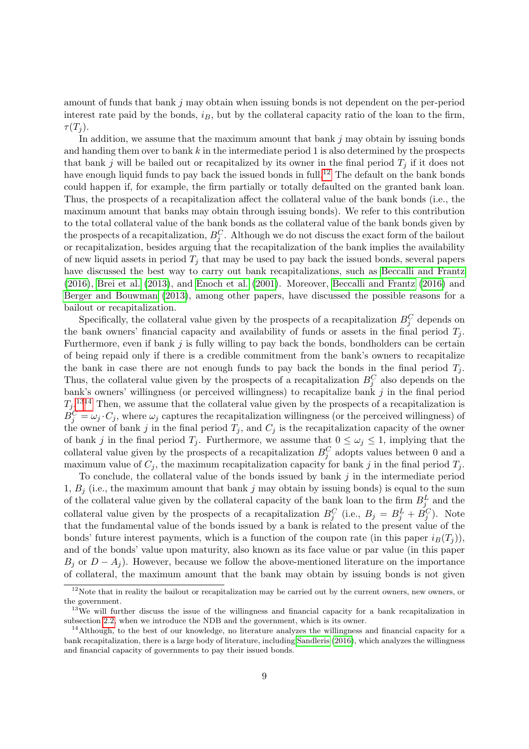amount of funds that bank $j$ may obtain when issuing bonds is not dependent on the per-period interest rate paid by the bonds, $i_B$, but by the collateral capacity ratio of the loan to the firm, $\tau(T_j)$.

In addition, we assume that the maximum amount that bank $j$ may obtain by issuing bonds and handing them over to bank $k$ in the intermediate period 1 is also determined by the prospects that bank $j$ will be bailed out or recapitalized by its owner in the final period $T_j$ if it does not have enough liquid funds to pay back the issued bonds in full.[12] The default on the bank bonds could happen if, for example, the firm partially or totally defaulted on the granted bank loan. Thus, the prospects of a recapitalization affect the collateral value of the bank bonds (i.e., the maximum amount that banks may obtain through issuing bonds). We refer to this contribution to the total collateral value of the bank bonds as the collateral value of the bank bonds given by the prospects of a recapitalization, $B_j^C$. Although we do not discuss the exact form of the bailout or recapitalization, besides arguing that the recapitalization of the bank implies the availability of new liquid assets in period $T_j$ that may be used to pay back the issued bonds, several papers have discussed the best way to carry out bank recapitalizations, such as Beccalli and Frantz (2016), Brei et al. (2013), and Enoch et al. (2001). Moreover, Beccalli and Frantz (2016) and Berger and Bouwman (2013), among other papers, have discussed the possible reasons for a bailout or recapitalization.

Specifically, the collateral value given by the prospects of a recapitalization $B_j^C$ depends on the bank owners' financial capacity and availability of funds or assets in the final period $T_j$. Furthermore, even if bank $j$ is fully willing to pay back the bonds, bondholders can be certain of being repaid only if there is a credible commitment from the bank's owners to recapitalize the bank in case there are not enough funds to pay back the bonds in the final period $T_j$. Thus, the collateral value given by the prospects of a recapitalization $B_j^C$ also depends on the bank's owners' willingness (or perceived willingness) to recapitalize bank $j$ in the final period $T_j$.[13][14] Then, we assume that the collateral value given by the prospects of a recapitalization is $B_j^C = \omega_j \cdot C_j$, where $\omega_j$ captures the recapitalization willingness (or the perceived willingness) of the owner of bank $j$ in the final period $T_j$, and $C_j$ is the recapitalization capacity of the owner of bank $j$ in the final period $T_j$. Furthermore, we assume that $0 \leq \omega_j \leq 1$, implying that the collateral value given by the prospects of a recapitalization $B_j^C$ adopts values between 0 and a maximum value of $C_j$, the maximum recapitalization capacity for bank $j$ in the final period $T_j$.

To conclude, the collateral value of the bonds issued by bank $j$ in the intermediate period 1, $B_j$ (i.e., the maximum amount that bank $j$ may obtain by issuing bonds) is equal to the sum of the collateral value given by the collateral capacity of the bank loan to the firm $B_j^L$ and the collateral value given by the prospects of a recapitalization $B_j^C$ (i.e., $B_j = B_j^L + B_j^C$). Note that the fundamental value of the bonds issued by a bank is related to the present value of the bonds' future interest payments, which is a function of the coupon rate (in this paper $i_B(T_j)$), and of the bonds' value upon maturity, also known as its face value or par value (in this paper $B_j$ or $D - A_j$). However, because we follow the above-mentioned literature on the importance of collateral, the maximum amount that the bank may obtain by issuing bonds is not given

[12] Note that in reality the bailout or recapitalization may be carried out by the current owners, new owners, or the government.

[13] We will further discuss the issue of the willingness and financial capacity for a bank recapitalization in subsection 2.2, when we introduce the NDB and the government, which is its owner.

[14] Although, to the best of our knowledge, no literature analyzes the willingness and financial capacity for a bank recapitalization, there is a large body of literature, including Sandleris (2016), which analyzes the willingness and financial capacity of governments to pay their issued bonds.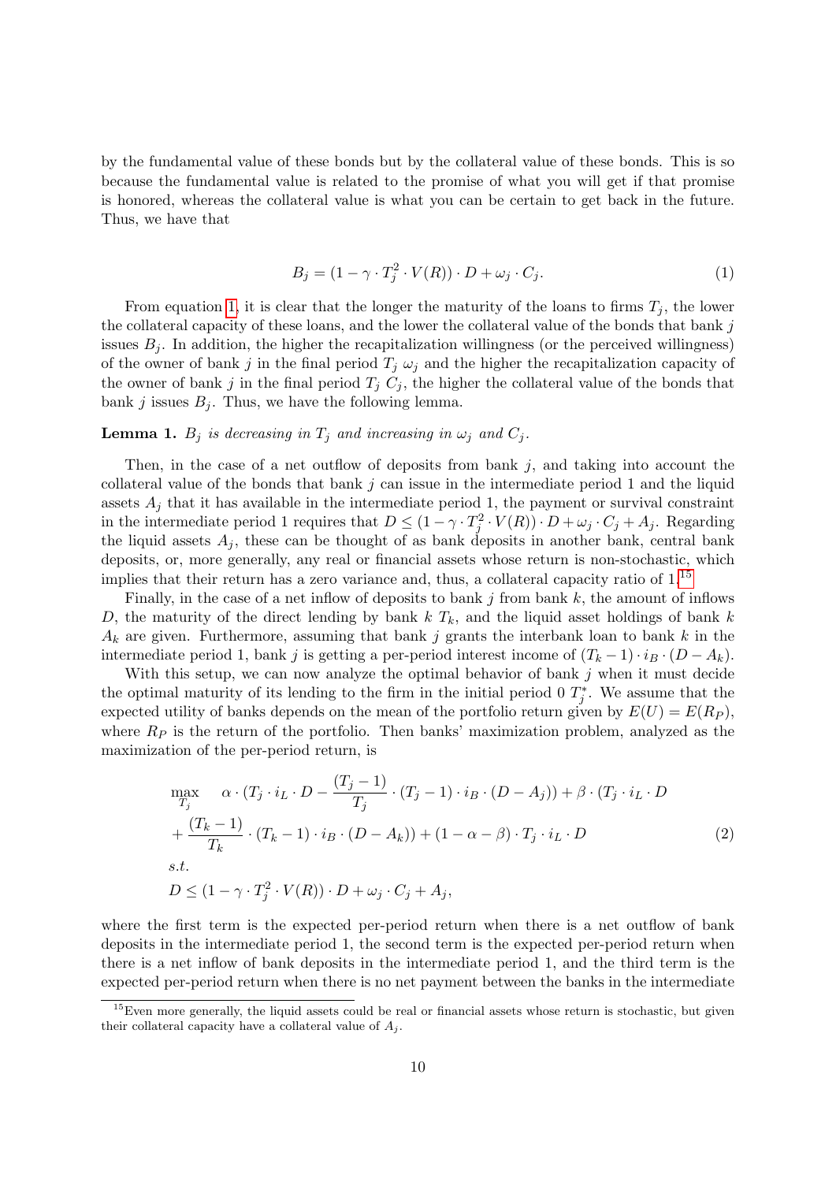by the fundamental value of these bonds but by the collateral value of these bonds. This is so because the fundamental value is related to the promise of what you will get if that promise is honored, whereas the collateral value is what you can be certain to get back in the future. Thus, we have that

$$B_j = (1 - \gamma \cdot T_j^2 \cdot V(R)) \cdot D + \omega_j \cdot C_j. \tag{1}$$

From equation 1, it is clear that the longer the maturity of the loans to firms $T_j$, the lower the collateral capacity of these loans, and the lower the collateral value of the bonds that bank $j$ issues $B_j$. In addition, the higher the recapitalization willingness (or the perceived willingness) of the owner of bank $j$ in the final period $T_j$ $\omega_j$ and the higher the recapitalization capacity of the owner of bank $j$ in the final period $T_j$ $C_j$, the higher the collateral value of the bonds that bank $j$ issues $B_j$. Thus, we have the following lemma.

**Lemma 1.** *$B_j$ is decreasing in $T_j$ and increasing in $\omega_j$ and $C_j$.*

Then, in the case of a net outflow of deposits from bank $j$, and taking into account the collateral value of the bonds that bank $j$ can issue in the intermediate period 1 and the liquid assets $A_j$ that it has available in the intermediate period 1, the payment or survival constraint in the intermediate period 1 requires that $D \leq (1 - \gamma \cdot T_j^2 \cdot V(R)) \cdot D + \omega_j \cdot C_j + A_j$. Regarding the liquid assets $A_j$, these can be thought of as bank deposits in another bank, central bank deposits, or, more generally, any real or financial assets whose return is non-stochastic, which implies that their return has a zero variance and, thus, a collateral capacity ratio of 1.[15]

Finally, in the case of a net inflow of deposits to bank $j$ from bank $k$, the amount of inflows $D$, the maturity of the direct lending by bank $k$ $T_k$, and the liquid asset holdings of bank $k$ $A_k$ are given. Furthermore, assuming that bank $j$ grants the interbank loan to bank $k$ in the intermediate period 1, bank $j$ is getting a per-period interest income of $(T_k - 1) \cdot i_B \cdot (D - A_k)$.

With this setup, we can now analyze the optimal behavior of bank $j$ when it must decide the optimal maturity of its lending to the firm in the initial period 0 $T_j^*$. We assume that the expected utility of banks depends on the mean of the portfolio return given by $E(U) = E(R_P)$, where $R_P$ is the return of the portfolio. Then banks' maximization problem, analyzed as the maximization of the per-period return, is

$$\begin{aligned}
\max_{T_j} \quad & \alpha \cdot (T_j \cdot i_L \cdot D - \frac{(T_j - 1)}{T_j} \cdot (T_j - 1) \cdot i_B \cdot (D - A_j)) + \beta \cdot (T_j \cdot i_L \cdot D \\
& + \frac{(T_k - 1)}{T_k} \cdot (T_k - 1) \cdot i_B \cdot (D - A_k)) + (1 - \alpha - \beta) \cdot T_j \cdot i_L \cdot D \\
s.t. & \\
D \leq & (1 - \gamma \cdot T_j^2 \cdot V(R)) \cdot D + \omega_j \cdot C_j + A_j,
\end{aligned} \tag{2}$$

where the first term is the expected per-period return when there is a net outflow of bank deposits in the intermediate period 1, the second term is the expected per-period return when there is a net inflow of bank deposits in the intermediate period 1, and the third term is the expected per-period return when there is no net payment between the banks in the intermediate

[15] Even more generally, the liquid assets could be real or financial assets whose return is stochastic, but given their collateral capacity have a collateral value of $A_j$.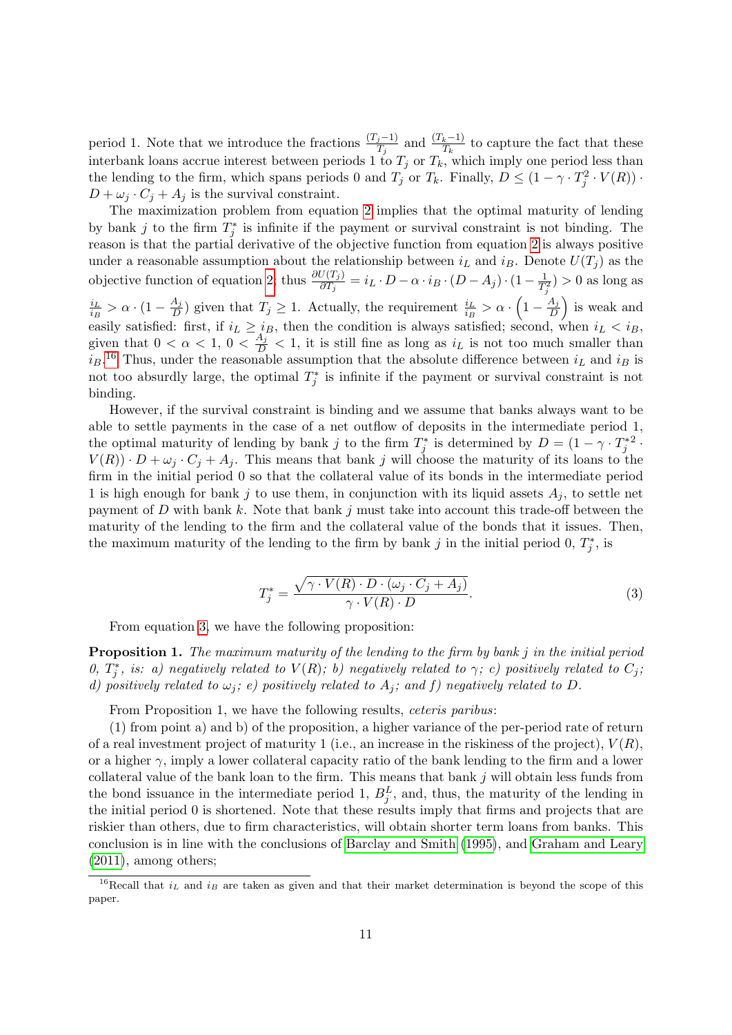period 1. Note that we introduce the fractions $\frac{(T_j-1)}{T_j}$ and $\frac{(T_k-1)}{T_k}$ to capture the fact that these interbank loans accrue interest between periods 1 to $T_j$ or $T_k$, which imply one period less than the lending to the firm, which spans periods 0 and $T_j$ or $T_k$. Finally, $D \leq (1 - \gamma \cdot T_j^2 \cdot V(R)) \cdot D + \omega_j \cdot C_j + A_j$ is the survival constraint.

The maximization problem from equation 2 implies that the optimal maturity of lending by bank $j$ to the firm $T_j^*$ is infinite if the payment or survival constraint is not binding. The reason is that the partial derivative of the objective function from equation 2 is always positive under a reasonable assumption about the relationship between $i_L$ and $i_B$. Denote $U(T_j)$ as the objective function of equation 2, thus $\frac{\partial U(T_j)}{\partial T_j} = i_L \cdot D - \alpha \cdot i_B \cdot (D - A_j) \cdot (1 - \frac{1}{T_j^2}) > 0$ as long as $\frac{i_L}{i_B} > \alpha \cdot (1 - \frac{A_j}{D})$ given that $T_j \geq 1$. Actually, the requirement $\frac{i_L}{i_B} > \alpha \cdot \left(1 - \frac{A_j}{D}\right)$ is weak and easily satisfied: first, if $i_L \geq i_B$, then the condition is always satisfied; second, when $i_L < i_B$, given that $0 < \alpha < 1$, $0 < \frac{A_j}{D} < 1$, it is still fine as long as $i_L$ is not too much smaller than $i_B$.[16] Thus, under the reasonable assumption that the absolute difference between $i_L$ and $i_B$ is not too absurdly large, the optimal $T_j^*$ is infinite if the payment or survival constraint is not binding.

However, if the survival constraint is binding and we assume that banks always want to be able to settle payments in the case of a net outflow of deposits in the intermediate period 1, the optimal maturity of lending by bank $j$ to the firm $T_j^*$ is determined by $D = (1 - \gamma \cdot T_j^{*2} \cdot V(R)) \cdot D + \omega_j \cdot C_j + A_j$. This means that bank $j$ will choose the maturity of its loans to the firm in the initial period 0 so that the collateral value of its bonds in the intermediate period 1 is high enough for bank $j$ to use them, in conjunction with its liquid assets $A_j$, to settle net payment of $D$ with bank $k$. Note that bank $j$ must take into account this trade-off between the maturity of the lending to the firm and the collateral value of the bonds that it issues. Then, the maximum maturity of the lending to the firm by bank $j$ in the initial period 0, $T_j^*$, is

$$T_j^* = \frac{\sqrt{\gamma \cdot V(R) \cdot D \cdot (\omega_j \cdot C_j + A_j)}}{\gamma \cdot V(R) \cdot D}. \tag{3}$$

From equation 3, we have the following proposition:

**Proposition 1.** *The maximum maturity of the lending to the firm by bank $j$ in the initial period 0, $T_j^*$, is: a) negatively related to $V(R)$; b) negatively related to $\gamma$; c) positively related to $C_j$; d) positively related to $\omega_j$; e) positively related to $A_j$; and f) negatively related to $D$.*

From Proposition 1, we have the following results, *ceteris paribus*:

(1) from point a) and b) of the proposition, a higher variance of the per-period rate of return of a real investment project of maturity 1 (i.e., an increase in the riskiness of the project), $V(R)$, or a higher $\gamma$, imply a lower collateral capacity ratio of the bank lending to the firm and a lower collateral value of the bank loan to the firm. This means that bank $j$ will obtain less funds from the bond issuance in the intermediate period 1, $B_j^L$, and, thus, the maturity of the lending in the initial period 0 is shortened. Note that these results imply that firms and projects that are riskier than others, due to firm characteristics, will obtain shorter term loans from banks. This conclusion is in line with the conclusions of Barclay and Smith (1995), and Graham and Leary (2011), among others;

[16] Recall that $i_L$ and $i_B$ are taken as given and that their market determination is beyond the scope of this paper.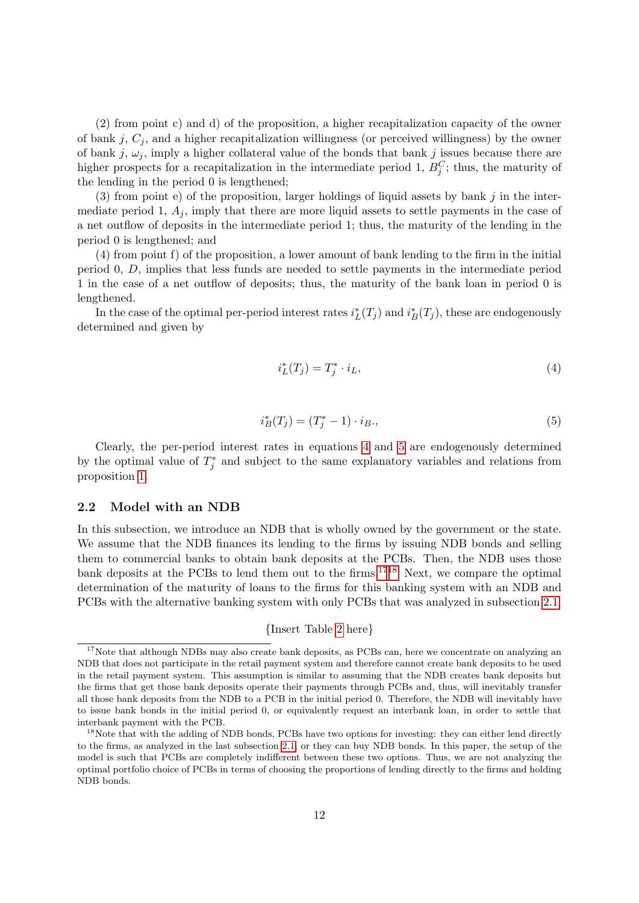(2) from point c) and d) of the proposition, a higher recapitalization capacity of the owner of bank $j$, $C_j$, and a higher recapitalization willingness (or perceived willingness) by the owner of bank $j$, $\omega_j$, imply a higher collateral value of the bonds that bank $j$ issues because there are higher prospects for a recapitalization in the intermediate period 1, $B_j^C$; thus, the maturity of the lending in the period 0 is lengthened;

(3) from point e) of the proposition, larger holdings of liquid assets by bank $j$ in the intermediate period 1, $A_j$, imply that there are more liquid assets to settle payments in the case of a net outflow of deposits in the intermediate period 1; thus, the maturity of the lending in the period 0 is lengthened; and

(4) from point f) of the proposition, a lower amount of bank lending to the firm in the initial period 0, $D$, implies that less funds are needed to settle payments in the intermediate period 1 in the case of a net outflow of deposits; thus, the maturity of the bank loan in period 0 is lengthened.

In the case of the optimal per-period interest rates $i_L^*(T_j)$ and $i_B^*(T_j)$, these are endogenously determined and given by

$$i_L^*(T_j) = T_j^* \cdot i_L, \tag{4}$$

$$i_B^*(T_j) = (T_j^* - 1) \cdot i_B., \tag{5}$$

Clearly, the per-period interest rates in equations 4 and 5 are endogenously determined by the optimal value of $T_j^*$ and subject to the same explanatory variables and relations from proposition 1.

### 2.2 Model with an NDB

In this subsection, we introduce an NDB that is wholly owned by the government or the state. We assume that the NDB finances its lending to the firms by issuing NDB bonds and selling them to commercial banks to obtain bank deposits at the PCBs. Then, the NDB uses those bank deposits at the PCBs to lend them out to the firms.[17][18] Next, we compare the optimal determination of the maturity of loans to the firms for this banking system with an NDB and PCBs with the alternative banking system with only PCBs that was analyzed in subsection 2.1.

{Insert Table 2 here}

[17] Note that although NDBs may also create bank deposits, as PCBs can, here we concentrate on analyzing an NDB that does not participate in the retail payment system and therefore cannot create bank deposits to be used in the retail payment system. This assumption is similar to assuming that the NDB creates bank deposits but the firms that get those bank deposits operate their payments through PCBs and, thus, will inevitably transfer all those bank deposits from the NDB to a PCB in the initial period 0. Therefore, the NDB will inevitably have to issue bank bonds in the initial period 0, or equivalently request an interbank loan, in order to settle that interbank payment with the PCB.

[18] Note that with the adding of NDB bonds, PCBs have two options for investing: they can either lend directly to the firms, as analyzed in the last subsection 2.1, or they can buy NDB bonds. In this paper, the setup of the model is such that PCBs are completely indifferent between these two options. Thus, we are not analyzing the optimal portfolio choice of PCBs in terms of choosing the proportions of lending directly to the firms and holding NDB bonds.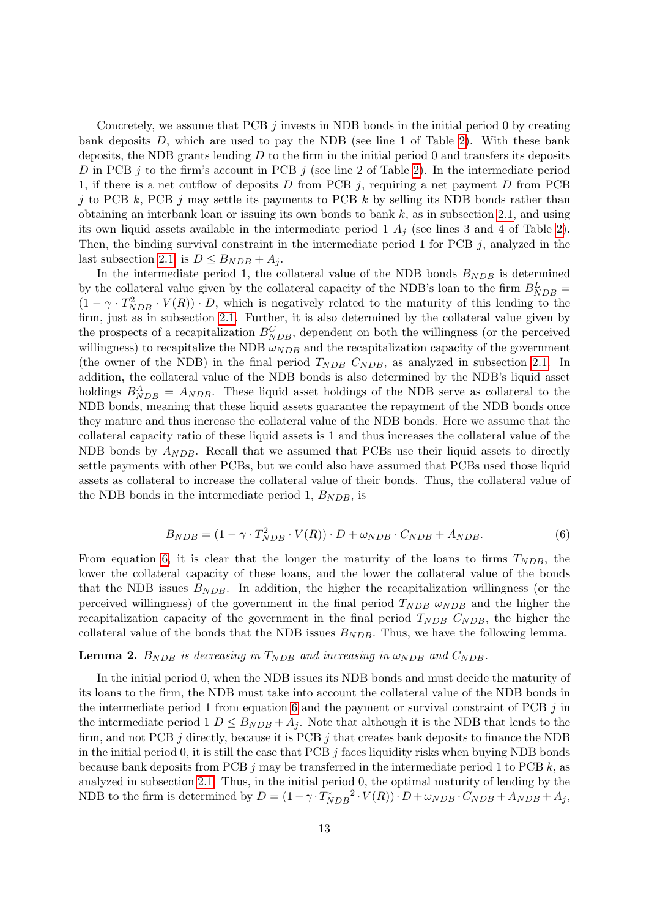Concretely, we assume that PCB $j$ invests in NDB bonds in the initial period 0 by creating bank deposits $D$, which are used to pay the NDB (see line 1 of Table 2). With these bank deposits, the NDB grants lending $D$ to the firm in the initial period 0 and transfers its deposits $D$ in PCB $j$ to the firm's account in PCB $j$ (see line 2 of Table 2). In the intermediate period 1, if there is a net outflow of deposits $D$ from PCB $j$, requiring a net payment $D$ from PCB $j$ to PCB $k$, PCB $j$ may settle its payments to PCB $k$ by selling its NDB bonds rather than obtaining an interbank loan or issuing its own bonds to bank $k$, as in subsection 2.1, and using its own liquid assets available in the intermediate period 1 $A_j$ (see lines 3 and 4 of Table 2). Then, the binding survival constraint in the intermediate period 1 for PCB $j$, analyzed in the last subsection 2.1, is $D \leq B_{NDB} + A_j$.

In the intermediate period 1, the collateral value of the NDB bonds $B_{NDB}$ is determined by the collateral value given by the collateral capacity of the NDB's loan to the firm $B^L_{NDB} = (1 - \gamma \cdot T^2_{NDB} \cdot V(R)) \cdot D$, which is negatively related to the maturity of this lending to the firm, just as in subsection 2.1. Further, it is also determined by the collateral value given by the prospects of a recapitalization $B^C_{NDB}$, dependent on both the willingness (or the perceived willingness) to recapitalize the NDB $\omega_{NDB}$ and the recapitalization capacity of the government (the owner of the NDB) in the final period $T_{NDB}$ $C_{NDB}$, as analyzed in subsection 2.1. In addition, the collateral value of the NDB bonds is also determined by the NDB's liquid asset holdings $B^A_{NDB} = A_{NDB}$. These liquid asset holdings of the NDB serve as collateral to the NDB bonds, meaning that these liquid assets guarantee the repayment of the NDB bonds once they mature and thus increase the collateral value of the NDB bonds. Here we assume that the collateral capacity ratio of these liquid assets is 1 and thus increases the collateral value of the NDB bonds by $A_{NDB}$. Recall that we assumed that PCBs use their liquid assets to directly settle payments with other PCBs, but we could also have assumed that PCBs used those liquid assets as collateral to increase the collateral value of their bonds. Thus, the collateral value of the NDB bonds in the intermediate period 1, $B_{NDB}$, is

$$B_{NDB} = (1 - \gamma \cdot T^2_{NDB} \cdot V(R)) \cdot D + \omega_{NDB} \cdot C_{NDB} + A_{NDB}. \tag{6}$$

From equation 6, it is clear that the longer the maturity of the loans to firms $T_{NDB}$, the lower the collateral capacity of these loans, and the lower the collateral value of the bonds that the NDB issues $B_{NDB}$. In addition, the higher the recapitalization willingness (or the perceived willingness) of the government in the final period $T_{NDB}$ $\omega_{NDB}$ and the higher the recapitalization capacity of the government in the final period $T_{NDB}$ $C_{NDB}$, the higher the collateral value of the bonds that the NDB issues $B_{NDB}$. Thus, we have the following lemma.

**Lemma 2.** *$B_{NDB}$ is decreasing in $T_{NDB}$ and increasing in $\omega_{NDB}$ and $C_{NDB}$.*

In the initial period 0, when the NDB issues its NDB bonds and must decide the maturity of its loans to the firm, the NDB must take into account the collateral value of the NDB bonds in the intermediate period 1 from equation 6 and the payment or survival constraint of PCB $j$ in the intermediate period 1 $D \leq B_{NDB} + A_j$. Note that although it is the NDB that lends to the firm, and not PCB $j$ directly, because it is PCB $j$ that creates bank deposits to finance the NDB in the initial period 0, it is still the case that PCB $j$ faces liquidity risks when buying NDB bonds because bank deposits from PCB $j$ may be transferred in the intermediate period 1 to PCB $k$, as analyzed in subsection 2.1. Thus, in the initial period 0, the optimal maturity of lending by the NDB to the firm is determined by $D = (1 - \gamma \cdot {T^*_{NDB}}^2 \cdot V(R)) \cdot D + \omega_{NDB} \cdot C_{NDB} + A_{NDB} + A_j$,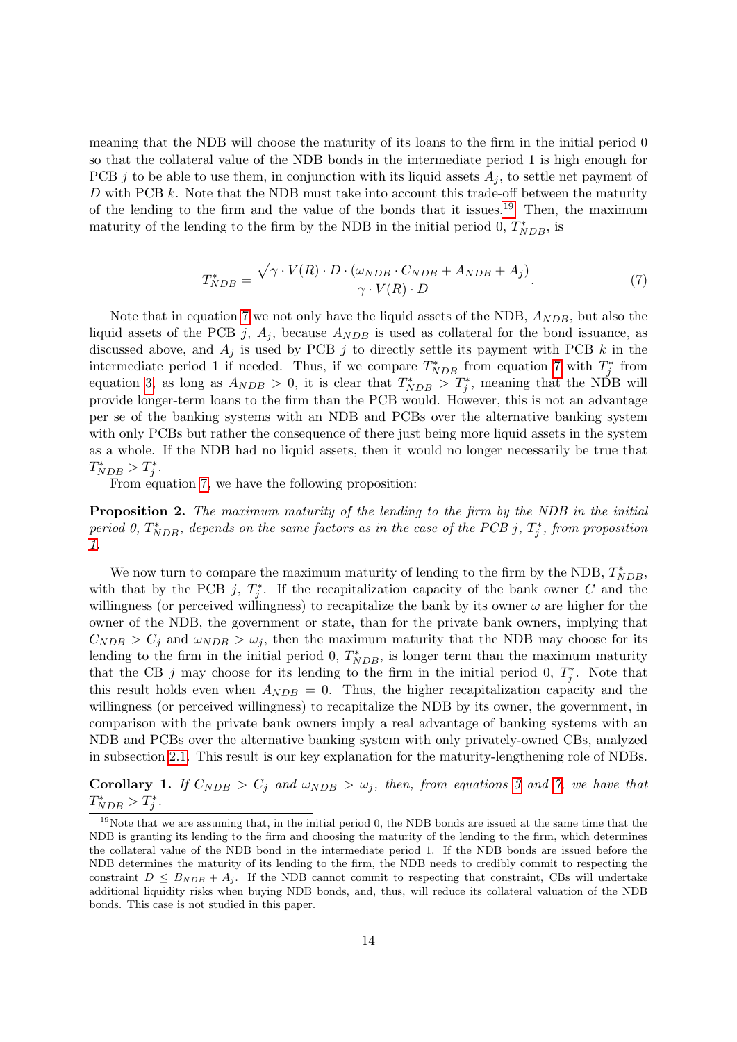meaning that the NDB will choose the maturity of its loans to the firm in the initial period 0 so that the collateral value of the NDB bonds in the intermediate period 1 is high enough for PCB $j$ to be able to use them, in conjunction with its liquid assets $A_j$, to settle net payment of $D$ with PCB $k$. Note that the NDB must take into account this trade-off between the maturity of the lending to the firm and the value of the bonds that it issues.[19] Then, the maximum maturity of the lending to the firm by the NDB in the initial period 0, $T^*_{NDB}$, is

$$T^*_{NDB} = \frac{\sqrt{\gamma \cdot V(R) \cdot D \cdot (\omega_{NDB} \cdot C_{NDB} + A_{NDB} + A_j)}}{\gamma \cdot V(R) \cdot D}. \tag{7}$$

Note that in equation 7 we not only have the liquid assets of the NDB, $A_{NDB}$, but also the liquid assets of the PCB $j$, $A_j$, because $A_{NDB}$ is used as collateral for the bond issuance, as discussed above, and $A_j$ is used by PCB $j$ to directly settle its payment with PCB $k$ in the intermediate period 1 if needed. Thus, if we compare $T^*_{NDB}$ from equation 7 with $T^*_j$ from equation 3, as long as $A_{NDB} > 0$, it is clear that $T^*_{NDB} > T^*_j$, meaning that the NDB will provide longer-term loans to the firm than the PCB would. However, this is not an advantage per se of the banking systems with an NDB and PCBs over the alternative banking system with only PCBs but rather the consequence of there just being more liquid assets in the system as a whole. If the NDB had no liquid assets, then it would no longer necessarily be true that $T^*_{NDB} > T^*_j$.

From equation 7, we have the following proposition:

**Proposition 2.** *The maximum maturity of the lending to the firm by the NDB in the initial period 0, $T^*_{NDB}$, depends on the same factors as in the case of the PCB $j$, $T^*_j$, from proposition 1.*

We now turn to compare the maximum maturity of lending to the firm by the NDB, $T^*_{NDB}$, with that by the PCB $j$, $T^*_j$. If the recapitalization capacity of the bank owner $C$ and the willingness (or perceived willingness) to recapitalize the bank by its owner $\omega$ are higher for the owner of the NDB, the government or state, than for the private bank owners, implying that $C_{NDB} > C_j$ and $\omega_{NDB} > \omega_j$, then the maximum maturity that the NDB may choose for its lending to the firm in the initial period 0, $T^*_{NDB}$, is longer term than the maximum maturity that the CB $j$ may choose for its lending to the firm in the initial period 0, $T^*_j$. Note that this result holds even when $A_{NDB} = 0$. Thus, the higher recapitalization capacity and the willingness (or perceived willingness) to recapitalize the NDB by its owner, the government, in comparison with the private bank owners imply a real advantage of banking systems with an NDB and PCBs over the alternative banking system with only privately-owned CBs, analyzed in subsection 2.1. This result is our key explanation for the maturity-lengthening role of NDBs.

**Corollary 1.** *If $C_{NDB} > C_j$ and $\omega_{NDB} > \omega_j$, then, from equations 3 and 7, we have that $T^*_{NDB} > T^*_j$.*

[19] Note that we are assuming that, in the initial period 0, the NDB bonds are issued at the same time that the NDB is granting its lending to the firm and choosing the maturity of the lending to the firm, which determines the collateral value of the NDB bond in the intermediate period 1. If the NDB bonds are issued before the NDB determines the maturity of its lending to the firm, the NDB needs to credibly commit to respecting the constraint $D \leq B_{NDB} + A_j$. If the NDB cannot commit to respecting that constraint, CBs will undertake additional liquidity risks when buying NDB bonds, and, thus, will reduce its collateral valuation of the NDB bonds. This case is not studied in this paper.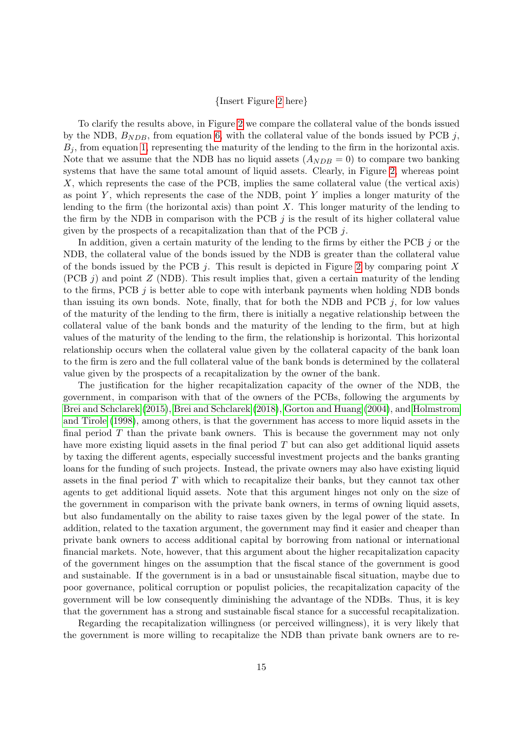{Insert Figure 2 here}

To clarify the results above, in Figure 2 we compare the collateral value of the bonds issued by the NDB, $B_{NDB}$, from equation 6, with the collateral value of the bonds issued by PCB $j$, $B_j$, from equation 1, representing the maturity of the lending to the firm in the horizontal axis. Note that we assume that the NDB has no liquid assets ($A_{NDB} = 0$) to compare two banking systems that have the same total amount of liquid assets. Clearly, in Figure 2, whereas point $X$, which represents the case of the PCB, implies the same collateral value (the vertical axis) as point $Y$, which represents the case of the NDB, point $Y$ implies a longer maturity of the lending to the firm (the horizontal axis) than point $X$. This longer maturity of the lending to the firm by the NDB in comparison with the PCB $j$ is the result of its higher collateral value given by the prospects of a recapitalization than that of the PCB $j$.

In addition, given a certain maturity of the lending to the firms by either the PCB $j$ or the NDB, the collateral value of the bonds issued by the NDB is greater than the collateral value of the bonds issued by the PCB $j$. This result is depicted in Figure 2 by comparing point $X$ (PCB $j$) and point $Z$ (NDB). This result implies that, given a certain maturity of the lending to the firms, PCB $j$ is better able to cope with interbank payments when holding NDB bonds than issuing its own bonds. Note, finally, that for both the NDB and PCB $j$, for low values of the maturity of the lending to the firm, there is initially a negative relationship between the collateral value of the bank bonds and the maturity of the lending to the firm, but at high values of the maturity of the lending to the firm, the relationship is horizontal. This horizontal relationship occurs when the collateral value given by the collateral capacity of the bank loan to the firm is zero and the full collateral value of the bank bonds is determined by the collateral value given by the prospects of a recapitalization by the owner of the bank.

The justification for the higher recapitalization capacity of the owner of the NDB, the government, in comparison with that of the owners of the PCBs, following the arguments by Brei and Schclarek (2015), Brei and Schclarek (2018), Gorton and Huang (2004), and Holmstrom and Tirole (1998), among others, is that the government has access to more liquid assets in the final period $T$ than the private bank owners. This is because the government may not only have more existing liquid assets in the final period $T$ but can also get additional liquid assets by taxing the different agents, especially successful investment projects and the banks granting loans for the funding of such projects. Instead, the private owners may also have existing liquid assets in the final period $T$ with which to recapitalize their banks, but they cannot tax other agents to get additional liquid assets. Note that this argument hinges not only on the size of the government in comparison with the private bank owners, in terms of owning liquid assets, but also fundamentally on the ability to raise taxes given by the legal power of the state. In addition, related to the taxation argument, the government may find it easier and cheaper than private bank owners to access additional capital by borrowing from national or international financial markets. Note, however, that this argument about the higher recapitalization capacity of the government hinges on the assumption that the fiscal stance of the government is good and sustainable. If the government is in a bad or unsustainable fiscal situation, maybe due to poor governance, political corruption or populist policies, the recapitalization capacity of the government will be low consequently diminishing the advantage of the NDBs. Thus, it is key that the government has a strong and sustainable fiscal stance for a successful recapitalization.

Regarding the recapitalization willingness (or perceived willingness), it is very likely that the government is more willing to recapitalize the NDB than private bank owners are to re-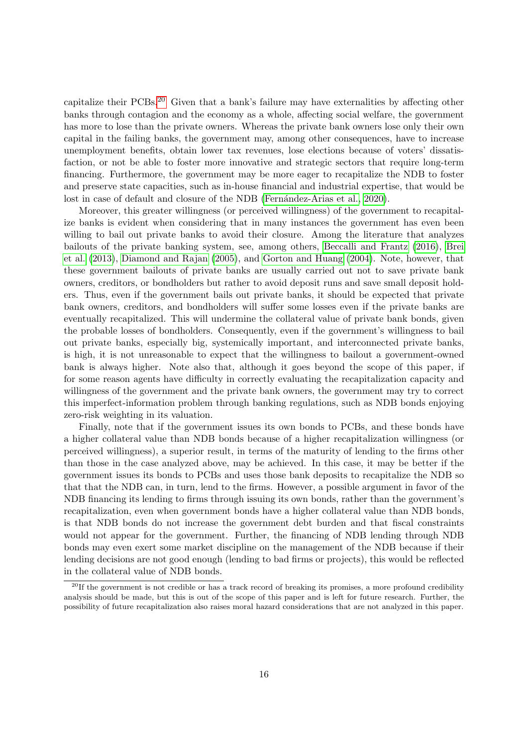capitalize their PCBs.[20] Given that a bank's failure may have externalities by affecting other banks through contagion and the economy as a whole, affecting social welfare, the government has more to lose than the private owners. Whereas the private bank owners lose only their own capital in the failing banks, the government may, among other consequences, have to increase unemployment benefits, obtain lower tax revenues, lose elections because of voters' dissatisfaction, or not be able to foster more innovative and strategic sectors that require long-term financing. Furthermore, the government may be more eager to recapitalize the NDB to foster and preserve state capacities, such as in-house financial and industrial expertise, that would be lost in case of default and closure of the NDB (Fernández-Arias et al., 2020).

Moreover, this greater willingness (or perceived willingness) of the government to recapitalize banks is evident when considering that in many instances the government has even been willing to bail out private banks to avoid their closure. Among the literature that analyzes bailouts of the private banking system, see, among others, Beccalli and Frantz (2016), Brei et al. (2013), Diamond and Rajan (2005), and Gorton and Huang (2004). Note, however, that these government bailouts of private banks are usually carried out not to save private bank owners, creditors, or bondholders but rather to avoid deposit runs and save small deposit holders. Thus, even if the government bails out private banks, it should be expected that private bank owners, creditors, and bondholders will suffer some losses even if the private banks are eventually recapitalized. This will undermine the collateral value of private bank bonds, given the probable losses of bondholders. Consequently, even if the government's willingness to bail out private banks, especially big, systemically important, and interconnected private banks, is high, it is not unreasonable to expect that the willingness to bailout a government-owned bank is always higher. Note also that, although it goes beyond the scope of this paper, if for some reason agents have difficulty in correctly evaluating the recapitalization capacity and willingness of the government and the private bank owners, the government may try to correct this imperfect-information problem through banking regulations, such as NDB bonds enjoying zero-risk weighting in its valuation.

Finally, note that if the government issues its own bonds to PCBs, and these bonds have a higher collateral value than NDB bonds because of a higher recapitalization willingness (or perceived willingness), a superior result, in terms of the maturity of lending to the firms other than those in the case analyzed above, may be achieved. In this case, it may be better if the government issues its bonds to PCBs and uses those bank deposits to recapitalize the NDB so that that the NDB can, in turn, lend to the firms. However, a possible argument in favor of the NDB financing its lending to firms through issuing its own bonds, rather than the government's recapitalization, even when government bonds have a higher collateral value than NDB bonds, is that NDB bonds do not increase the government debt burden and that fiscal constraints would not appear for the government. Further, the financing of NDB lending through NDB bonds may even exert some market discipline on the management of the NDB because if their lending decisions are not good enough (lending to bad firms or projects), this would be reflected in the collateral value of NDB bonds.

[20] If the government is not credible or has a track record of breaking its promises, a more profound credibility analysis should be made, but this is out of the scope of this paper and is left for future research. Further, the possibility of future recapitalization also raises moral hazard considerations that are not analyzed in this paper.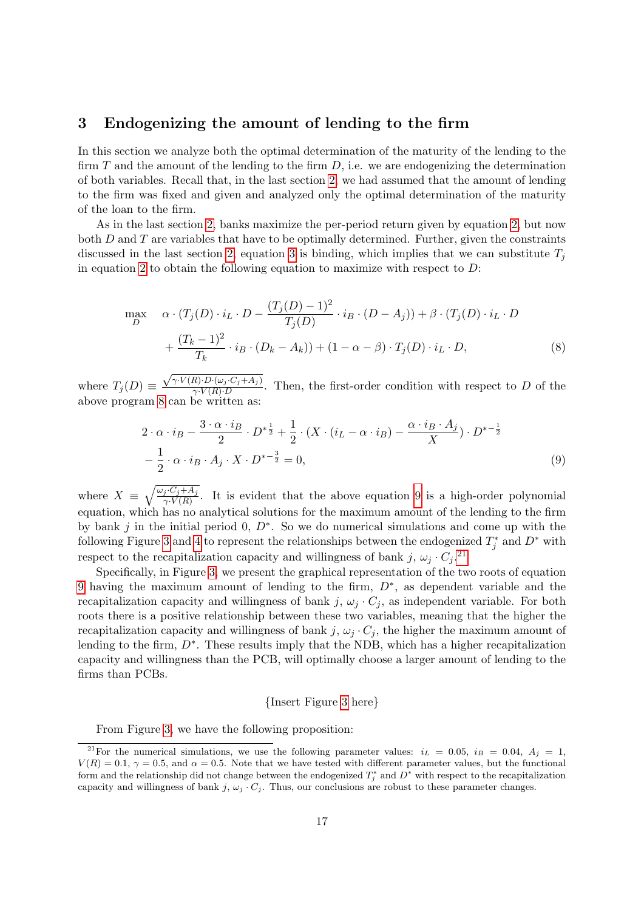## 3 Endogenizing the amount of lending to the firm

In this section we analyze both the optimal determination of the maturity of the lending to the firm $T$ and the amount of the lending to the firm $D$, i.e. we are endogenizing the determination of both variables. Recall that, in the last section 2, we had assumed that the amount of lending to the firm was fixed and given and analyzed only the optimal determination of the maturity of the loan to the firm.

As in the last section 2, banks maximize the per-period return given by equation 2, but now both $D$ and $T$ are variables that have to be optimally determined. Further, given the constraints discussed in the last section 2, equation 3 is binding, which implies that we can substitute $T_j$ in equation 2 to obtain the following equation to maximize with respect to $D$:

$$\max_{D} \quad \alpha \cdot (T_j(D) \cdot i_L \cdot D - \frac{(T_j(D)-1)^2}{T_j(D)} \cdot i_B \cdot (D - A_j)) + \beta \cdot (T_j(D) \cdot i_L \cdot D + \frac{(T_k - 1)^2}{T_k} \cdot i_B \cdot (D_k - A_k)) + (1 - \alpha - \beta) \cdot T_j(D) \cdot i_L \cdot D, \tag{8}$$

where $T_j(D) \equiv \frac{\sqrt{\gamma \cdot V(R) \cdot D \cdot (\omega_j \cdot C_j + A_j)}}{\gamma \cdot V(R) \cdot D}$. Then, the first-order condition with respect to $D$ of the above program 8 can be written as:

$$2 \cdot \alpha \cdot i_B - \frac{3 \cdot \alpha \cdot i_B}{2} \cdot D^{*\frac{1}{2}} + \frac{1}{2} \cdot (X \cdot (i_L - \alpha \cdot i_B) - \frac{\alpha \cdot i_B \cdot A_j}{X}) \cdot D^{*-\frac{1}{2}} - \frac{1}{2} \cdot \alpha \cdot i_B \cdot A_j \cdot X \cdot D^{*-\frac{3}{2}} = 0, \tag{9}$$

where $X \equiv \sqrt{\frac{\omega_j \cdot C_j + A_j}{\gamma \cdot V(R)}}$. It is evident that the above equation 9 is a high-order polynomial equation, which has no analytical solutions for the maximum amount of the lending to the firm by bank $j$ in the initial period 0, $D^*$. So we do numerical simulations and come up with the following Figure 3 and 4 to represent the relationships between the endogenized $T_j^*$ and $D^*$ with respect to the recapitalization capacity and willingness of bank $j$, $\omega_j \cdot C_j$.[21]

Specifically, in Figure 3, we present the graphical representation of the two roots of equation 9 having the maximum amount of lending to the firm, $D^*$, as dependent variable and the recapitalization capacity and willingness of bank $j$, $\omega_j \cdot C_j$, as independent variable. For both roots there is a positive relationship between these two variables, meaning that the higher the recapitalization capacity and willingness of bank $j$, $\omega_j \cdot C_j$, the higher the maximum amount of lending to the firm, $D^*$. These results imply that the NDB, which has a higher recapitalization capacity and willingness than the PCB, will optimally choose a larger amount of lending to the firms than PCBs.

{Insert Figure 3 here}

From Figure 3, we have the following proposition:

[21] For the numerical simulations, we use the following parameter values: $i_L = 0.05$, $i_B = 0.04$, $A_j = 1$, $V(R) = 0.1$, $\gamma = 0.5$, and $\alpha = 0.5$. Note that we have tested with different parameter values, but the functional form and the relationship did not change between the endogenized $T_j^*$ and $D^*$ with respect to the recapitalization capacity and willingness of bank $j$, $\omega_j \cdot C_j$. Thus, our conclusions are robust to these parameter changes.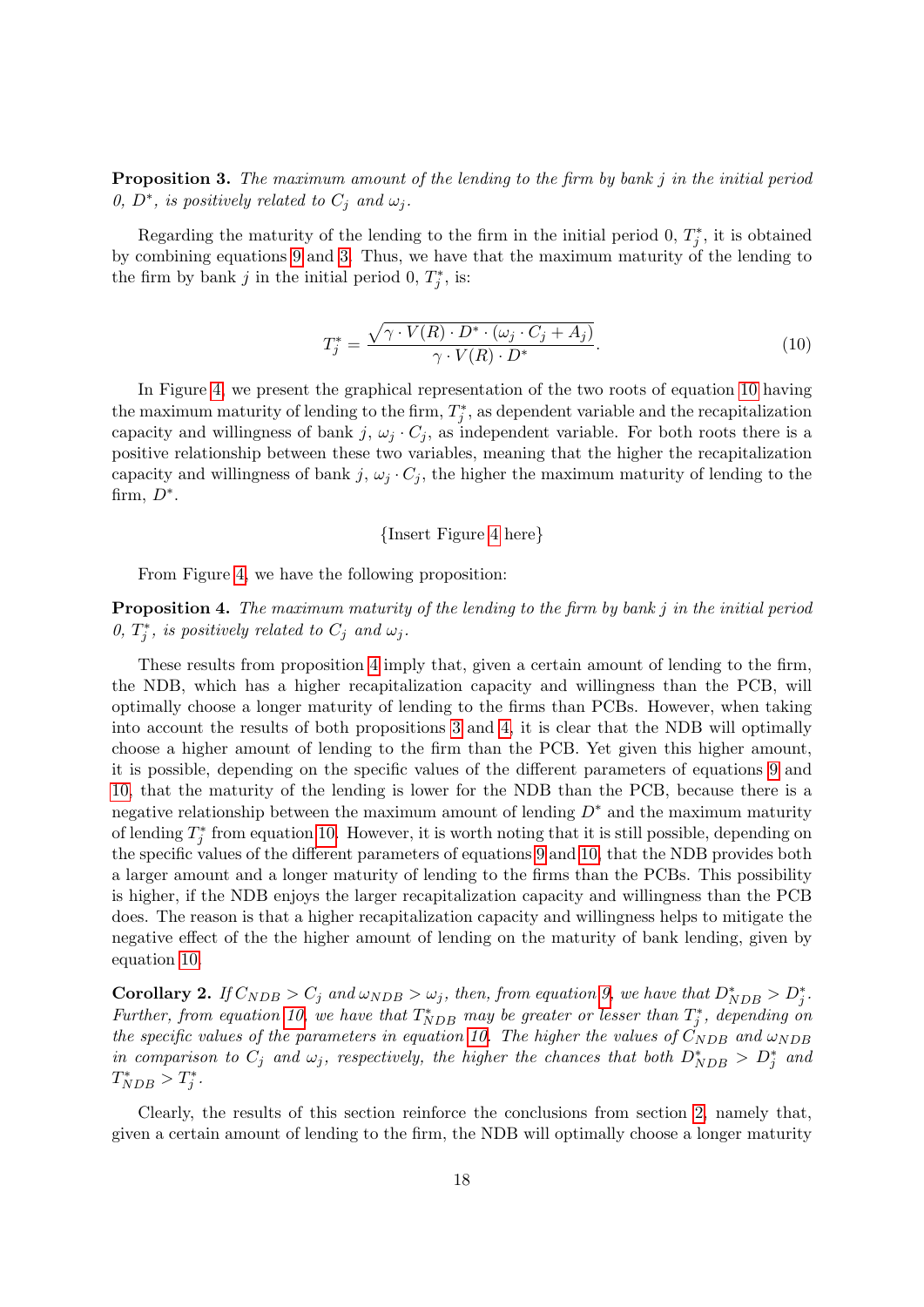**Proposition 3.** *The maximum amount of the lending to the firm by bank $j$ in the initial period 0, $D^*$, is positively related to $C_j$ and $\omega_j$.*

Regarding the maturity of the lending to the firm in the initial period 0, $T_j^*$, it is obtained by combining equations 9 and 3. Thus, we have that the maximum maturity of the lending to the firm by bank $j$ in the initial period 0, $T_j^*$, is:

$$T_j^* = \frac{\sqrt{\gamma \cdot V(R) \cdot D^* \cdot (\omega_j \cdot C_j + A_j)}}{\gamma \cdot V(R) \cdot D^*}. \tag{10}$$

In Figure 4, we present the graphical representation of the two roots of equation 10 having the maximum maturity of lending to the firm, $T_j^*$, as dependent variable and the recapitalization capacity and willingness of bank $j$, $\omega_j \cdot C_j$, as independent variable. For both roots there is a positive relationship between these two variables, meaning that the higher the recapitalization capacity and willingness of bank $j$, $\omega_j \cdot C_j$, the higher the maximum maturity of lending to the firm, $D^*$.

{Insert Figure 4 here}

From Figure 4, we have the following proposition:

**Proposition 4.** *The maximum maturity of the lending to the firm by bank $j$ in the initial period 0, $T_j^*$, is positively related to $C_j$ and $\omega_j$.*

These results from proposition 4 imply that, given a certain amount of lending to the firm, the NDB, which has a higher recapitalization capacity and willingness than the PCB, will optimally choose a longer maturity of lending to the firms than PCBs. However, when taking into account the results of both propositions 3 and 4, it is clear that the NDB will optimally choose a higher amount of lending to the firm than the PCB. Yet given this higher amount, it is possible, depending on the specific values of the different parameters of equations 9 and 10, that the maturity of the lending is lower for the NDB than the PCB, because there is a negative relationship between the maximum amount of lending $D^*$ and the maximum maturity of lending $T_j^*$ from equation 10. However, it is worth noting that it is still possible, depending on the specific values of the different parameters of equations 9 and 10, that the NDB provides both a larger amount and a longer maturity of lending to the firms than the PCBs. This possibility is higher, if the NDB enjoys the larger recapitalization capacity and willingness than the PCB does. The reason is that a higher recapitalization capacity and willingness helps to mitigate the negative effect of the the higher amount of lending on the maturity of bank lending, given by equation 10.

**Corollary 2.** *If $C_{NDB} > C_j$ and $\omega_{NDB} > \omega_j$, then, from equation 9, we have that $D^*_{NDB} > D^*_j$. Further, from equation 10, we have that $T^*_{NDB}$ may be greater or lesser than $T^*_j$, depending on the specific values of the parameters in equation 10. The higher the values of $C_{NDB}$ and $\omega_{NDB}$ in comparison to $C_j$ and $\omega_j$, respectively, the higher the chances that both $D^*_{NDB} > D^*_j$ and $T^*_{NDB} > T^*_j$.*

Clearly, the results of this section reinforce the conclusions from section 2, namely that, given a certain amount of lending to the firm, the NDB will optimally choose a longer maturity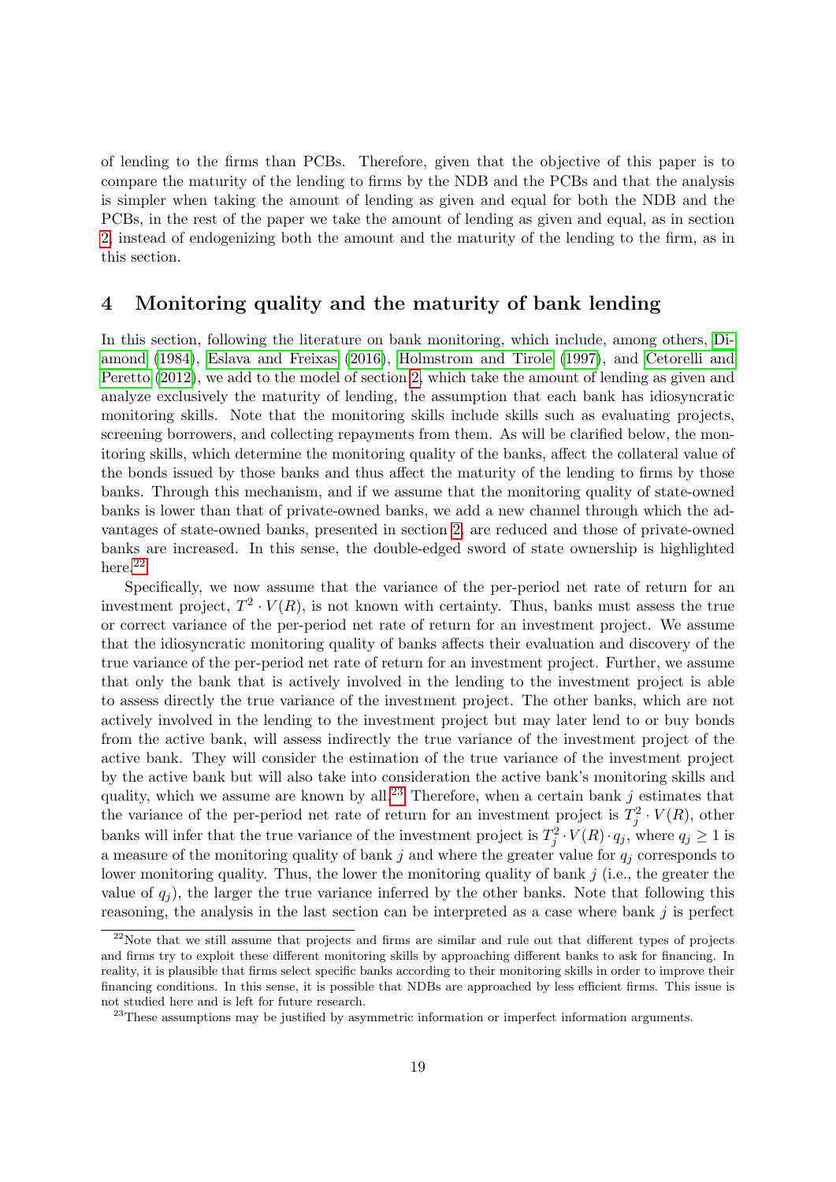of lending to the firms than PCBs. Therefore, given that the objective of this paper is to compare the maturity of the lending to firms by the NDB and the PCBs and that the analysis is simpler when taking the amount of lending as given and equal for both the NDB and the PCBs, in the rest of the paper we take the amount of lending as given and equal, as in section 2, instead of endogenizing both the amount and the maturity of the lending to the firm, as in this section.

## 4 Monitoring quality and the maturity of bank lending

In this section, following the literature on bank monitoring, which include, among others, Diamond (1984), Eslava and Freixas (2016), Holmstrom and Tirole (1997), and Cetorelli and Peretto (2012), we add to the model of section 2, which take the amount of lending as given and analyze exclusively the maturity of lending, the assumption that each bank has idiosyncratic monitoring skills. Note that the monitoring skills include skills such as evaluating projects, screening borrowers, and collecting repayments from them. As will be clarified below, the monitoring skills, which determine the monitoring quality of the banks, affect the collateral value of the bonds issued by those banks and thus affect the maturity of the lending to firms by those banks. Through this mechanism, and if we assume that the monitoring quality of state-owned banks is lower than that of private-owned banks, we add a new channel through which the advantages of state-owned banks, presented in section 2, are reduced and those of private-owned banks are increased. In this sense, the double-edged sword of state ownership is highlighted here.[22]

Specifically, we now assume that the variance of the per-period net rate of return for an investment project, $T^2 \cdot V(R)$, is not known with certainty. Thus, banks must assess the true or correct variance of the per-period net rate of return for an investment project. We assume that the idiosyncratic monitoring quality of banks affects their evaluation and discovery of the true variance of the per-period net rate of return for an investment project. Further, we assume that only the bank that is actively involved in the lending to the investment project is able to assess directly the true variance of the investment project. The other banks, which are not actively involved in the lending to the investment project but may later lend to or buy bonds from the active bank, will assess indirectly the true variance of the investment project of the active bank. They will consider the estimation of the true variance of the investment project by the active bank but will also take into consideration the active bank's monitoring skills and quality, which we assume are known by all.[23] Therefore, when a certain bank $j$ estimates that the variance of the per-period net rate of return for an investment project is $T_j^2 \cdot V(R)$, other banks will infer that the true variance of the investment project is $T_j^2 \cdot V(R) \cdot q_j$, where $q_j \geq 1$ is a measure of the monitoring quality of bank $j$ and where the greater value for $q_j$ corresponds to lower monitoring quality. Thus, the lower the monitoring quality of bank $j$ (i.e., the greater the value of $q_j$), the larger the true variance inferred by the other banks. Note that following this reasoning, the analysis in the last section can be interpreted as a case where bank $j$ is perfect

[22] Note that we still assume that projects and firms are similar and rule out that different types of projects and firms try to exploit these different monitoring skills by approaching different banks to ask for financing. In reality, it is plausible that firms select specific banks according to their monitoring skills in order to improve their financing conditions. In this sense, it is possible that NDBs are approached by less efficient firms. This issue is not studied here and is left for future research.

[23] These assumptions may be justified by asymmetric information or imperfect information arguments.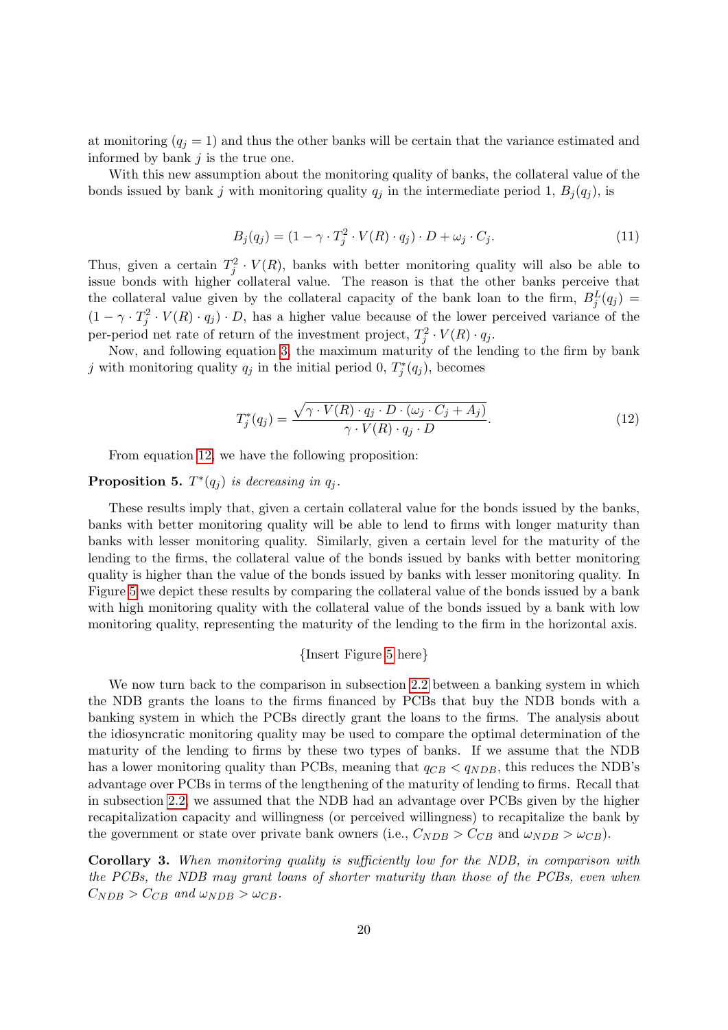at monitoring ($q_j = 1$) and thus the other banks will be certain that the variance estimated and informed by bank $j$ is the true one.

With this new assumption about the monitoring quality of banks, the collateral value of the bonds issued by bank $j$ with monitoring quality $q_j$ in the intermediate period 1, $B_j(q_j)$, is

$$B_j(q_j) = (1 - \gamma \cdot T_j^2 \cdot V(R) \cdot q_j) \cdot D + \omega_j \cdot C_j. \tag{11}$$

Thus, given a certain $T_j^2 \cdot V(R)$, banks with better monitoring quality will also be able to issue bonds with higher collateral value. The reason is that the other banks perceive that the collateral value given by the collateral capacity of the bank loan to the firm, $B_j^L(q_j) = (1 - \gamma \cdot T_j^2 \cdot V(R) \cdot q_j) \cdot D$, has a higher value because of the lower perceived variance of the per-period net rate of return of the investment project, $T_j^2 \cdot V(R) \cdot q_j$.

Now, and following equation 3, the maximum maturity of the lending to the firm by bank $j$ with monitoring quality $q_j$ in the initial period 0, $T_j^*(q_j)$, becomes

$$T_j^*(q_j) = \frac{\sqrt{\gamma \cdot V(R) \cdot q_j \cdot D \cdot (\omega_j \cdot C_j + A_j)}}{\gamma \cdot V(R) \cdot q_j \cdot D}. \tag{12}$$

From equation 12, we have the following proposition:

**Proposition 5.** *$T^*(q_j)$ is decreasing in $q_j$.*

These results imply that, given a certain collateral value for the bonds issued by the banks, banks with better monitoring quality will be able to lend to firms with longer maturity than banks with lesser monitoring quality. Similarly, given a certain level for the maturity of the lending to the firms, the collateral value of the bonds issued by banks with better monitoring quality is higher than the value of the bonds issued by banks with lesser monitoring quality. In Figure 5 we depict these results by comparing the collateral value of the bonds issued by a bank with high monitoring quality with the collateral value of the bonds issued by a bank with low monitoring quality, representing the maturity of the lending to the firm in the horizontal axis.

{Insert Figure 5 here}

We now turn back to the comparison in subsection 2.2 between a banking system in which the NDB grants the loans to the firms financed by PCBs that buy the NDB bonds with a banking system in which the PCBs directly grant the loans to the firms. The analysis about the idiosyncratic monitoring quality may be used to compare the optimal determination of the maturity of the lending to firms by these two types of banks. If we assume that the NDB has a lower monitoring quality than PCBs, meaning that $q_{CB} < q_{NDB}$, this reduces the NDB's advantage over PCBs in terms of the lengthening of the maturity of lending to firms. Recall that in subsection 2.2, we assumed that the NDB had an advantage over PCBs given by the higher recapitalization capacity and willingness (or perceived willingness) to recapitalize the bank by the government or state over private bank owners (i.e., $C_{NDB} > C_{CB}$ and $\omega_{NDB} > \omega_{CB}$).

**Corollary 3.** *When monitoring quality is sufficiently low for the NDB, in comparison with the PCBs, the NDB may grant loans of shorter maturity than those of the PCBs, even when $C_{NDB} > C_{CB}$ and $\omega_{NDB} > \omega_{CB}$.*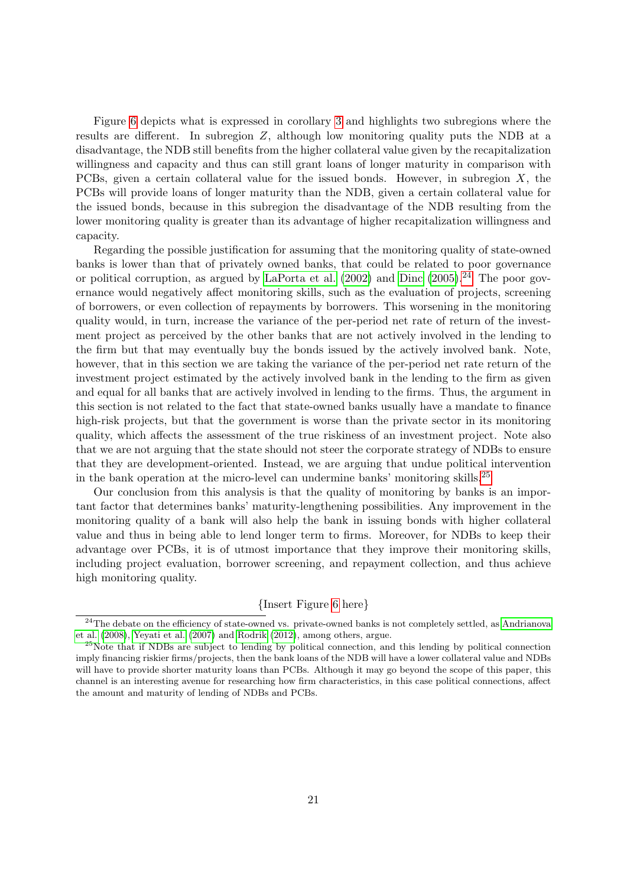Figure 6 depicts what is expressed in corollary 3 and highlights two subregions where the results are different. In subregion $Z$, although low monitoring quality puts the NDB at a disadvantage, the NDB still benefits from the higher collateral value given by the recapitalization willingness and capacity and thus can still grant loans of longer maturity in comparison with PCBs, given a certain collateral value for the issued bonds. However, in subregion $X$, the PCBs will provide loans of longer maturity than the NDB, given a certain collateral value for the issued bonds, because in this subregion the disadvantage of the NDB resulting from the lower monitoring quality is greater than its advantage of higher recapitalization willingness and capacity.

Regarding the possible justification for assuming that the monitoring quality of state-owned banks is lower than that of privately owned banks, that could be related to poor governance or political corruption, as argued by LaPorta et al. (2002) and Dinc (2005).[24] The poor governance would negatively affect monitoring skills, such as the evaluation of projects, screening of borrowers, or even collection of repayments by borrowers. This worsening in the monitoring quality would, in turn, increase the variance of the per-period net rate of return of the investment project as perceived by the other banks that are not actively involved in the lending to the firm but that may eventually buy the bonds issued by the actively involved bank. Note, however, that in this section we are taking the variance of the per-period net rate return of the investment project estimated by the actively involved bank in the lending to the firm as given and equal for all banks that are actively involved in lending to the firms. Thus, the argument in this section is not related to the fact that state-owned banks usually have a mandate to finance high-risk projects, but that the government is worse than the private sector in its monitoring quality, which affects the assessment of the true riskiness of an investment project. Note also that we are not arguing that the state should not steer the corporate strategy of NDBs to ensure that they are development-oriented. Instead, we are arguing that undue political intervention in the bank operation at the micro-level can undermine banks' monitoring skills.[25]

Our conclusion from this analysis is that the quality of monitoring by banks is an important factor that determines banks' maturity-lengthening possibilities. Any improvement in the monitoring quality of a bank will also help the bank in issuing bonds with higher collateral value and thus in being able to lend longer term to firms. Moreover, for NDBs to keep their advantage over PCBs, it is of utmost importance that they improve their monitoring skills, including project evaluation, borrower screening, and repayment collection, and thus achieve high monitoring quality.

{Insert Figure 6 here}

[24] The debate on the efficiency of state-owned vs. private-owned banks is not completely settled, as Andrianova et al. (2008), Yeyati et al. (2007) and Rodrik (2012), among others, argue.

[25] Note that if NDBs are subject to lending by political connection, and this lending by political connection imply financing riskier firms/projects, then the bank loans of the NDB will have a lower collateral value and NDBs will have to provide shorter maturity loans than PCBs. Although it may go beyond the scope of this paper, this channel is an interesting avenue for researching how firm characteristics, in this case political connections, affect the amount and maturity of lending of NDBs and PCBs.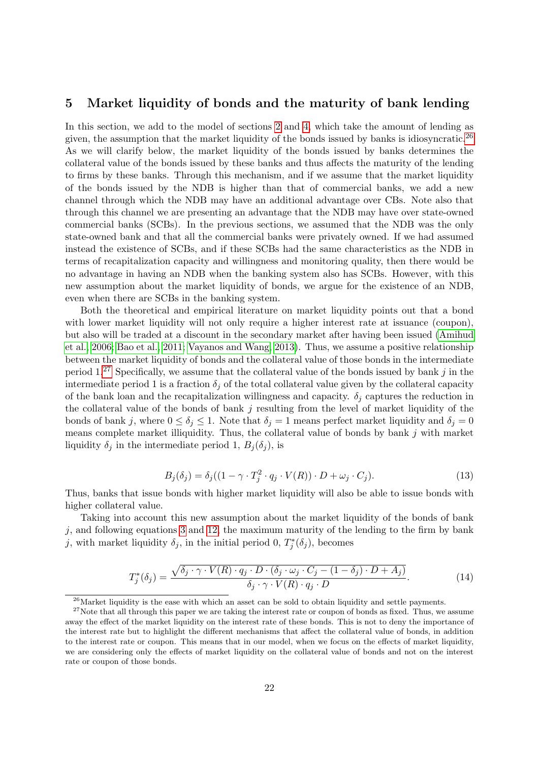## 5 Market liquidity of bonds and the maturity of bank lending

In this section, we add to the model of sections 2 and 4, which take the amount of lending as given, the assumption that the market liquidity of the bonds issued by banks is idiosyncratic.[26] As we will clarify below, the market liquidity of the bonds issued by banks determines the collateral value of the bonds issued by these banks and thus affects the maturity of the lending to firms by these banks. Through this mechanism, and if we assume that the market liquidity of the bonds issued by the NDB is higher than that of commercial banks, we add a new channel through which the NDB may have an additional advantage over CBs. Note also that through this channel we are presenting an advantage that the NDB may have over state-owned commercial banks (SCBs). In the previous sections, we assumed that the NDB was the only state-owned bank and that all the commercial banks were privately owned. If we had assumed instead the existence of SCBs, and if these SCBs had the same characteristics as the NDB in terms of recapitalization capacity and willingness and monitoring quality, then there would be no advantage in having an NDB when the banking system also has SCBs. However, with this new assumption about the market liquidity of bonds, we argue for the existence of an NDB, even when there are SCBs in the banking system.

Both the theoretical and empirical literature on market liquidity points out that a bond with lower market liquidity will not only require a higher interest rate at issuance (coupon), but also will be traded at a discount in the secondary market after having been issued (Amihud et al., 2006; Bao et al., 2011; Vayanos and Wang, 2013). Thus, we assume a positive relationship between the market liquidity of bonds and the collateral value of those bonds in the intermediate period 1.[27] Specifically, we assume that the collateral value of the bonds issued by bank $j$ in the intermediate period 1 is a fraction $\delta_j$ of the total collateral value given by the collateral capacity of the bank loan and the recapitalization willingness and capacity. $\delta_j$ captures the reduction in the collateral value of the bonds of bank $j$ resulting from the level of market liquidity of the bonds of bank $j$, where $0 \leq \delta_j \leq 1$. Note that $\delta_j = 1$ means perfect market liquidity and $\delta_j = 0$ means complete market illiquidity. Thus, the collateral value of bonds by bank $j$ with market liquidity $\delta_j$ in the intermediate period 1, $B_j(\delta_j)$, is

$$B_j(\delta_j) = \delta_j((1 - \gamma \cdot T_j^2 \cdot q_j \cdot V(R)) \cdot D + \omega_j \cdot C_j). \tag{13}$$

Thus, banks that issue bonds with higher market liquidity will also be able to issue bonds with higher collateral value.

Taking into account this new assumption about the market liquidity of the bonds of bank $j$, and following equations 3 and 12, the maximum maturity of the lending to the firm by bank $j$, with market liquidity $\delta_j$, in the initial period 0, $T_j^*(\delta_j)$, becomes

$$T_j^*(\delta_j) = \frac{\sqrt{\delta_j \cdot \gamma \cdot V(R) \cdot q_j \cdot D \cdot (\delta_j \cdot \omega_j \cdot C_j - (1 - \delta_j) \cdot D + A_j)}}{\delta_j \cdot \gamma \cdot V(R) \cdot q_j \cdot D}. \tag{14}$$

[26] Market liquidity is the ease with which an asset can be sold to obtain liquidity and settle payments.

[27] Note that all through this paper we are taking the interest rate or coupon of bonds as fixed. Thus, we assume away the effect of the market liquidity on the interest rate of these bonds. This is not to deny the importance of the interest rate but to highlight the different mechanisms that affect the collateral value of bonds, in addition to the interest rate or coupon. This means that in our model, when we focus on the effects of market liquidity, we are considering only the effects of market liquidity on the collateral value of bonds and not on the interest rate or coupon of those bonds.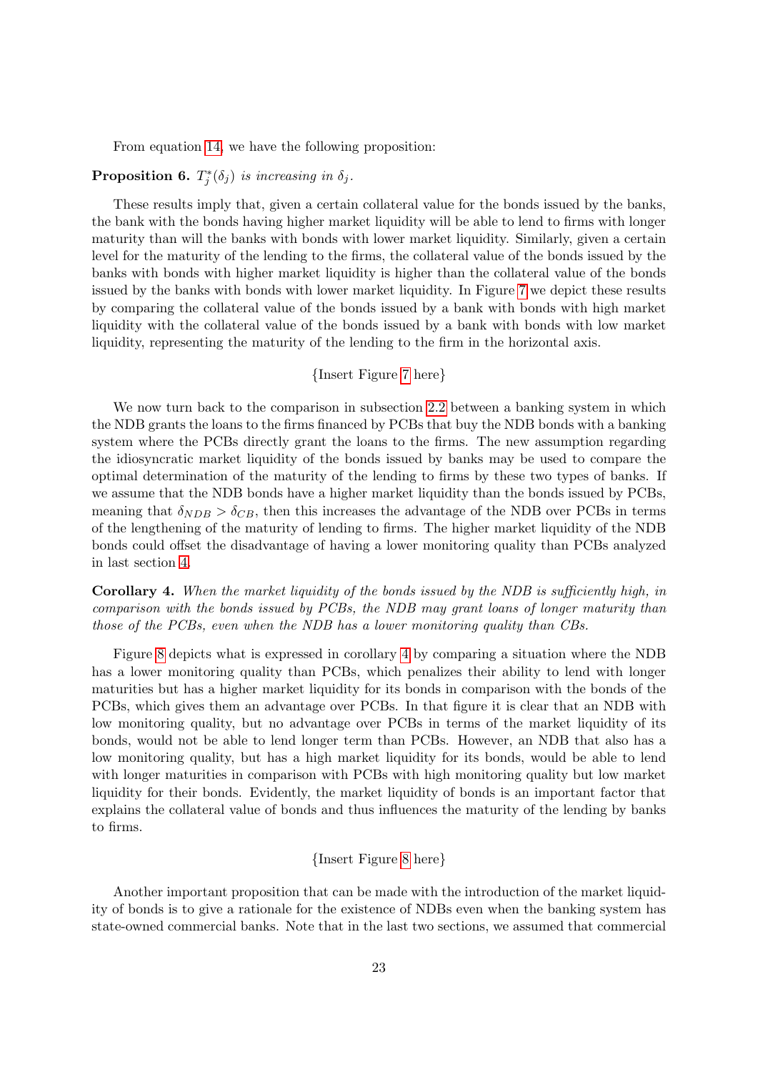From equation 14, we have the following proposition:

**Proposition 6.** *$T_j^*(\delta_j)$ is increasing in $\delta_j$.*

These results imply that, given a certain collateral value for the bonds issued by the banks, the bank with the bonds having higher market liquidity will be able to lend to firms with longer maturity than will the banks with bonds with lower market liquidity. Similarly, given a certain level for the maturity of the lending to the firms, the collateral value of the bonds issued by the banks with bonds with higher market liquidity is higher than the collateral value of the bonds issued by the banks with bonds with lower market liquidity. In Figure 7 we depict these results by comparing the collateral value of the bonds issued by a bank with bonds with high market liquidity with the collateral value of the bonds issued by a bank with bonds with low market liquidity, representing the maturity of the lending to the firm in the horizontal axis.

{Insert Figure 7 here}

We now turn back to the comparison in subsection 2.2 between a banking system in which the NDB grants the loans to the firms financed by PCBs that buy the NDB bonds with a banking system where the PCBs directly grant the loans to the firms. The new assumption regarding the idiosyncratic market liquidity of the bonds issued by banks may be used to compare the optimal determination of the maturity of the lending to firms by these two types of banks. If we assume that the NDB bonds have a higher market liquidity than the bonds issued by PCBs, meaning that $\delta_{NDB} > \delta_{CB}$, then this increases the advantage of the NDB over PCBs in terms of the lengthening of the maturity of lending to firms. The higher market liquidity of the NDB bonds could offset the disadvantage of having a lower monitoring quality than PCBs analyzed in last section 4.

**Corollary 4.** *When the market liquidity of the bonds issued by the NDB is sufficiently high, in comparison with the bonds issued by PCBs, the NDB may grant loans of longer maturity than those of the PCBs, even when the NDB has a lower monitoring quality than CBs.*

Figure 8 depicts what is expressed in corollary 4 by comparing a situation where the NDB has a lower monitoring quality than PCBs, which penalizes their ability to lend with longer maturities but has a higher market liquidity for its bonds in comparison with the bonds of the PCBs, which gives them an advantage over PCBs. In that figure it is clear that an NDB with low monitoring quality, but no advantage over PCBs in terms of the market liquidity of its bonds, would not be able to lend longer term than PCBs. However, an NDB that also has a low monitoring quality, but has a high market liquidity for its bonds, would be able to lend with longer maturities in comparison with PCBs with high monitoring quality but low market liquidity for their bonds. Evidently, the market liquidity of bonds is an important factor that explains the collateral value of bonds and thus influences the maturity of the lending by banks to firms.

{Insert Figure 8 here}

Another important proposition that can be made with the introduction of the market liquidity of bonds is to give a rationale for the existence of NDBs even when the banking system has state-owned commercial banks. Note that in the last two sections, we assumed that commercial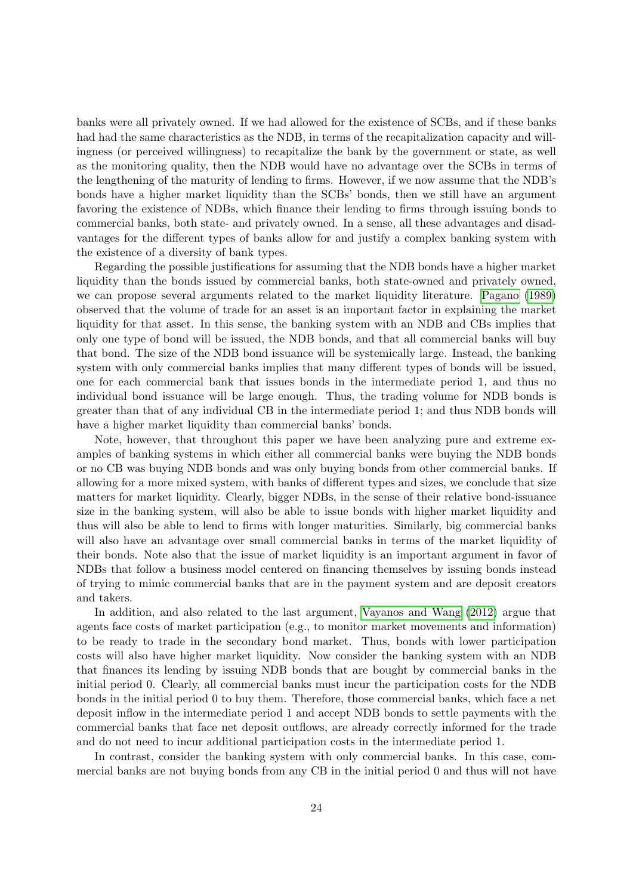banks were all privately owned. If we had allowed for the existence of SCBs, and if these banks had had the same characteristics as the NDB, in terms of the recapitalization capacity and willingness (or perceived willingness) to recapitalize the bank by the government or state, as well as the monitoring quality, then the NDB would have no advantage over the SCBs in terms of the lengthening of the maturity of lending to firms. However, if we now assume that the NDB's bonds have a higher market liquidity than the SCBs' bonds, then we still have an argument favoring the existence of NDBs, which finance their lending to firms through issuing bonds to commercial banks, both state- and privately owned. In a sense, all these advantages and disadvantages for the different types of banks allow for and justify a complex banking system with the existence of a diversity of bank types.

Regarding the possible justifications for assuming that the NDB bonds have a higher market liquidity than the bonds issued by commercial banks, both state-owned and privately owned, we can propose several arguments related to the market liquidity literature. Pagano (1989) observed that the volume of trade for an asset is an important factor in explaining the market liquidity for that asset. In this sense, the banking system with an NDB and CBs implies that only one type of bond will be issued, the NDB bonds, and that all commercial banks will buy that bond. The size of the NDB bond issuance will be systemically large. Instead, the banking system with only commercial banks implies that many different types of bonds will be issued, one for each commercial bank that issues bonds in the intermediate period 1, and thus no individual bond issuance will be large enough. Thus, the trading volume for NDB bonds is greater than that of any individual CB in the intermediate period 1; and thus NDB bonds will have a higher market liquidity than commercial banks' bonds.

Note, however, that throughout this paper we have been analyzing pure and extreme examples of banking systems in which either all commercial banks were buying the NDB bonds or no CB was buying NDB bonds and was only buying bonds from other commercial banks. If allowing for a more mixed system, with banks of different types and sizes, we conclude that size matters for market liquidity. Clearly, bigger NDBs, in the sense of their relative bond-issuance size in the banking system, will also be able to issue bonds with higher market liquidity and thus will also be able to lend to firms with longer maturities. Similarly, big commercial banks will also have an advantage over small commercial banks in terms of the market liquidity of their bonds. Note also that the issue of market liquidity is an important argument in favor of NDBs that follow a business model centered on financing themselves by issuing bonds instead of trying to mimic commercial banks that are in the payment system and are deposit creators and takers.

In addition, and also related to the last argument, Vayanos and Wang (2012) argue that agents face costs of market participation (e.g., to monitor market movements and information) to be ready to trade in the secondary bond market. Thus, bonds with lower participation costs will also have higher market liquidity. Now consider the banking system with an NDB that finances its lending by issuing NDB bonds that are bought by commercial banks in the initial period 0. Clearly, all commercial banks must incur the participation costs for the NDB bonds in the initial period 0 to buy them. Therefore, those commercial banks, which face a net deposit inflow in the intermediate period 1 and accept NDB bonds to settle payments with the commercial banks that face net deposit outflows, are already correctly informed for the trade and do not need to incur additional participation costs in the intermediate period 1.

In contrast, consider the banking system with only commercial banks. In this case, commercial banks are not buying bonds from any CB in the initial period 0 and thus will not have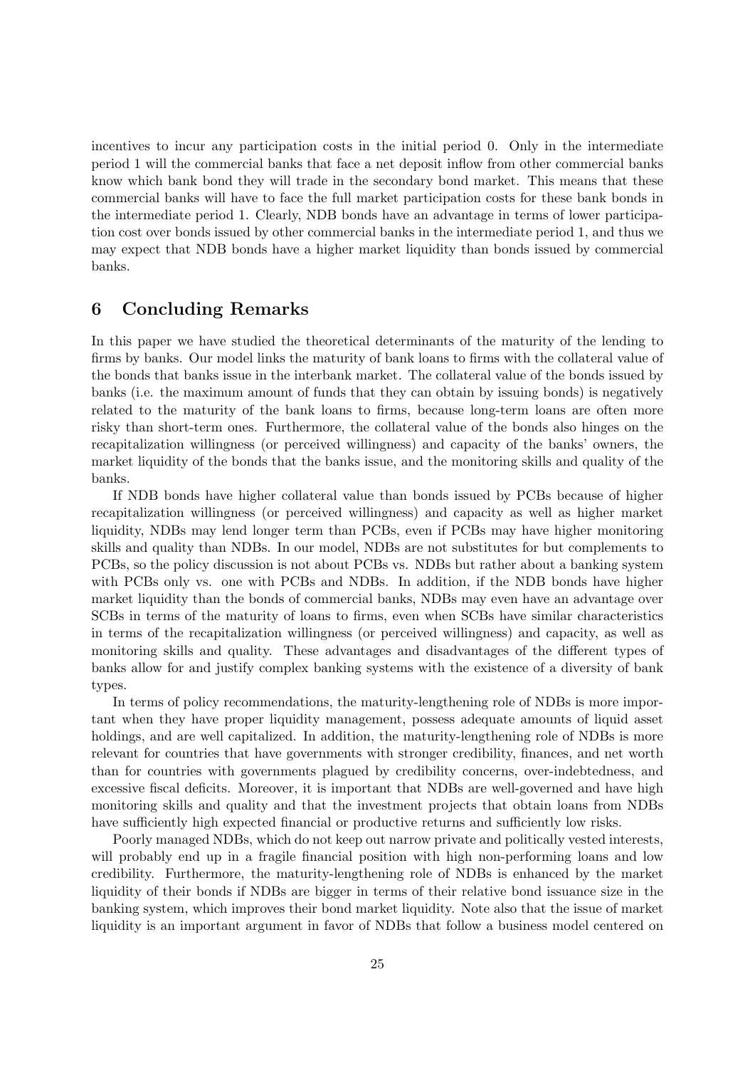incentives to incur any participation costs in the initial period 0. Only in the intermediate period 1 will the commercial banks that face a net deposit inflow from other commercial banks know which bank bond they will trade in the secondary bond market. This means that these commercial banks will have to face the full market participation costs for these bank bonds in the intermediate period 1. Clearly, NDB bonds have an advantage in terms of lower participation cost over bonds issued by other commercial banks in the intermediate period 1, and thus we may expect that NDB bonds have a higher market liquidity than bonds issued by commercial banks.

## 6 Concluding Remarks

In this paper we have studied the theoretical determinants of the maturity of the lending to firms by banks. Our model links the maturity of bank loans to firms with the collateral value of the bonds that banks issue in the interbank market. The collateral value of the bonds issued by banks (i.e. the maximum amount of funds that they can obtain by issuing bonds) is negatively related to the maturity of the bank loans to firms, because long-term loans are often more risky than short-term ones. Furthermore, the collateral value of the bonds also hinges on the recapitalization willingness (or perceived willingness) and capacity of the banks' owners, the market liquidity of the bonds that the banks issue, and the monitoring skills and quality of the banks.

If NDB bonds have higher collateral value than bonds issued by PCBs because of higher recapitalization willingness (or perceived willingness) and capacity as well as higher market liquidity, NDBs may lend longer term than PCBs, even if PCBs may have higher monitoring skills and quality than NDBs. In our model, NDBs are not substitutes for but complements to PCBs, so the policy discussion is not about PCBs vs. NDBs but rather about a banking system with PCBs only vs. one with PCBs and NDBs. In addition, if the NDB bonds have higher market liquidity than the bonds of commercial banks, NDBs may even have an advantage over SCBs in terms of the maturity of loans to firms, even when SCBs have similar characteristics in terms of the recapitalization willingness (or perceived willingness) and capacity, as well as monitoring skills and quality. These advantages and disadvantages of the different types of banks allow for and justify complex banking systems with the existence of a diversity of bank types.

In terms of policy recommendations, the maturity-lengthening role of NDBs is more important when they have proper liquidity management, possess adequate amounts of liquid asset holdings, and are well capitalized. In addition, the maturity-lengthening role of NDBs is more relevant for countries that have governments with stronger credibility, finances, and net worth than for countries with governments plagued by credibility concerns, over-indebtedness, and excessive fiscal deficits. Moreover, it is important that NDBs are well-governed and have high monitoring skills and quality and that the investment projects that obtain loans from NDBs have sufficiently high expected financial or productive returns and sufficiently low risks.

Poorly managed NDBs, which do not keep out narrow private and politically vested interests, will probably end up in a fragile financial position with high non-performing loans and low credibility. Furthermore, the maturity-lengthening role of NDBs is enhanced by the market liquidity of their bonds if NDBs are bigger in terms of their relative bond issuance size in the banking system, which improves their bond market liquidity. Note also that the issue of market liquidity is an important argument in favor of NDBs that follow a business model centered on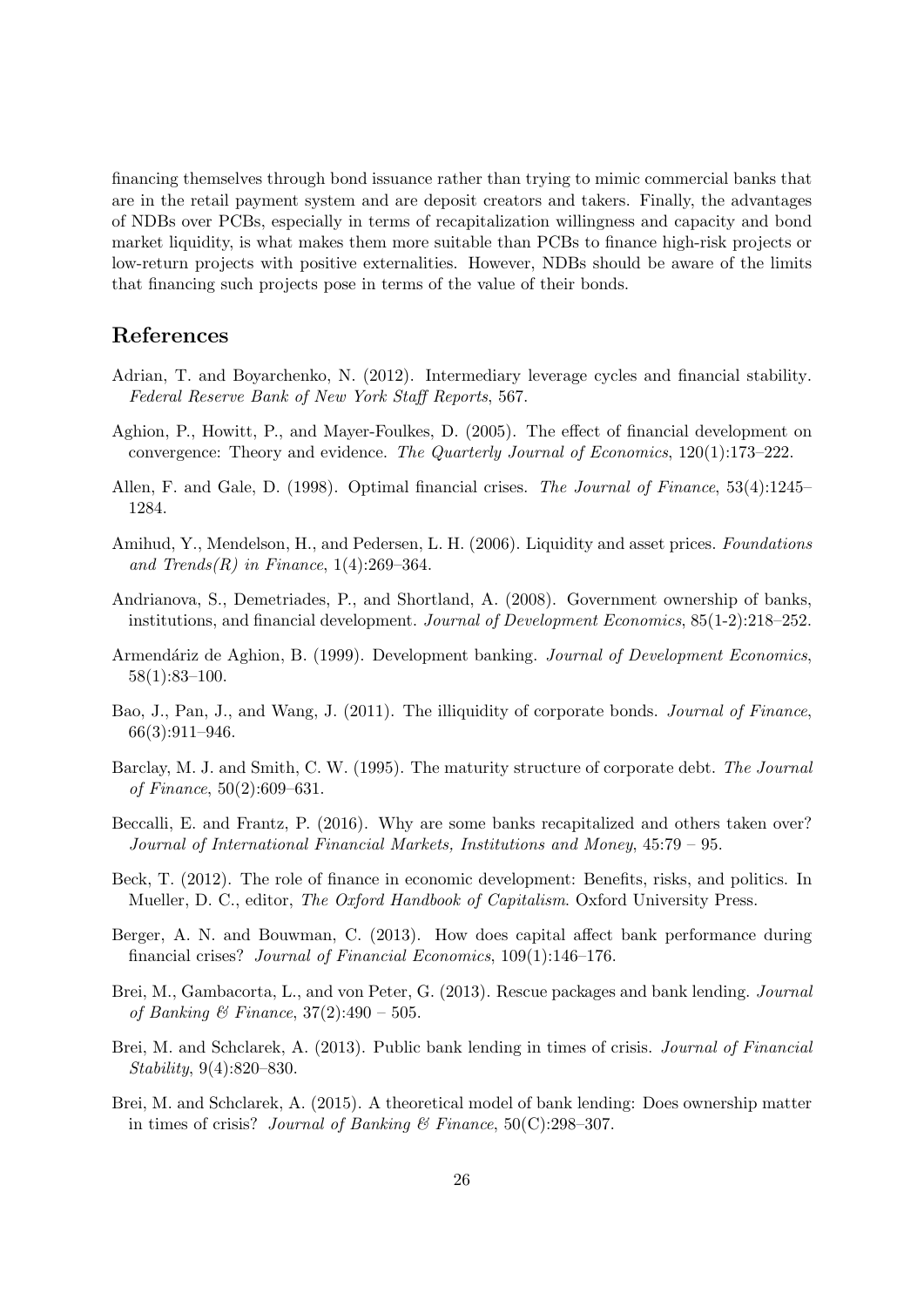financing themselves through bond issuance rather than trying to mimic commercial banks that are in the retail payment system and are deposit creators and takers. Finally, the advantages of NDBs over PCBs, especially in terms of recapitalization willingness and capacity and bond market liquidity, is what makes them more suitable than PCBs to finance high-risk projects or low-return projects with positive externalities. However, NDBs should be aware of the limits that financing such projects pose in terms of the value of their bonds.

## References

Adrian, T. and Boyarchenko, N. (2012). Intermediary leverage cycles and financial stability. *Federal Reserve Bank of New York Staff Reports*, 567.

Aghion, P., Howitt, P., and Mayer-Foulkes, D. (2005). The effect of financial development on convergence: Theory and evidence. *The Quarterly Journal of Economics*, 120(1):173–222.

Allen, F. and Gale, D. (1998). Optimal financial crises. *The Journal of Finance*, 53(4):1245–1284.

Amihud, Y., Mendelson, H., and Pedersen, L. H. (2006). Liquidity and asset prices. *Foundations and Trends(R) in Finance*, 1(4):269–364.

Andrianova, S., Demetriades, P., and Shortland, A. (2008). Government ownership of banks, institutions, and financial development. *Journal of Development Economics*, 85(1-2):218–252.

Armendáriz de Aghion, B. (1999). Development banking. *Journal of Development Economics*, 58(1):83–100.

Bao, J., Pan, J., and Wang, J. (2011). The illiquidity of corporate bonds. *Journal of Finance*, 66(3):911–946.

Barclay, M. J. and Smith, C. W. (1995). The maturity structure of corporate debt. *The Journal of Finance*, 50(2):609–631.

Beccalli, E. and Frantz, P. (2016). Why are some banks recapitalized and others taken over? *Journal of International Financial Markets, Institutions and Money*, 45:79 – 95.

Beck, T. (2012). The role of finance in economic development: Benefits, risks, and politics. In Mueller, D. C., editor, *The Oxford Handbook of Capitalism*. Oxford University Press.

Berger, A. N. and Bouwman, C. (2013). How does capital affect bank performance during financial crises? *Journal of Financial Economics*, 109(1):146–176.

Brei, M., Gambacorta, L., and von Peter, G. (2013). Rescue packages and bank lending. *Journal of Banking & Finance*, 37(2):490 – 505.

Brei, M. and Schclarek, A. (2013). Public bank lending in times of crisis. *Journal of Financial Stability*, 9(4):820–830.

Brei, M. and Schclarek, A. (2015). A theoretical model of bank lending: Does ownership matter in times of crisis? *Journal of Banking & Finance*, 50(C):298–307.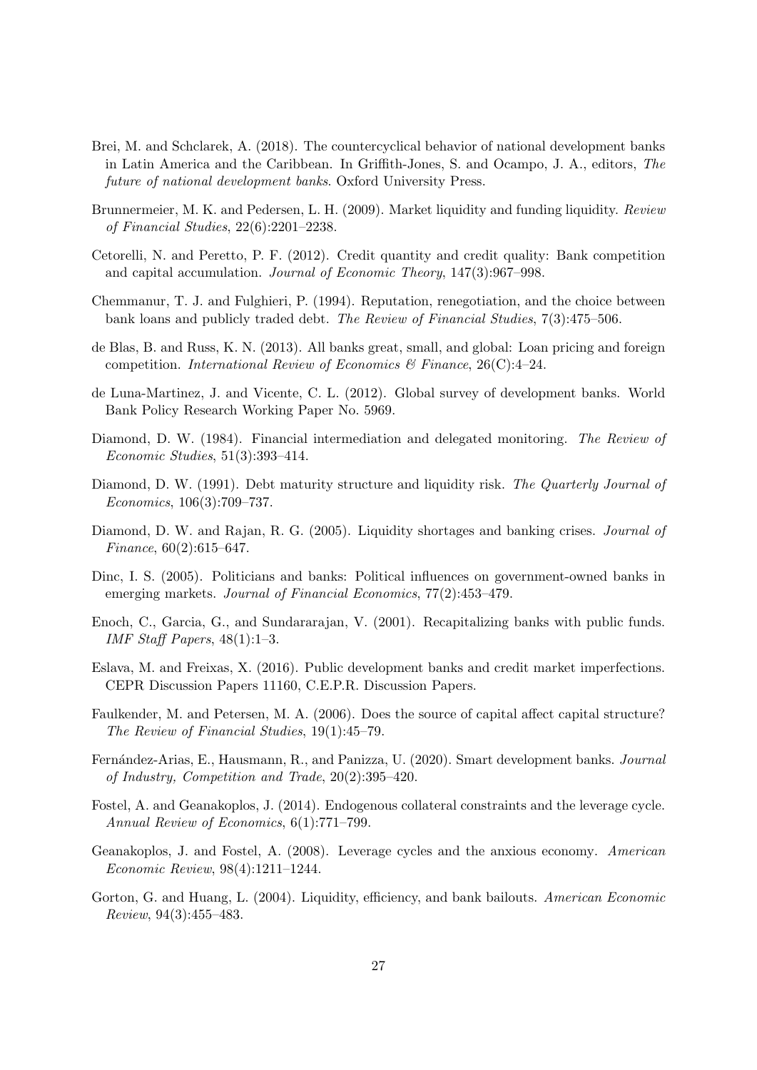Brei, M. and Schclarek, A. (2018). The countercyclical behavior of national development banks in Latin America and the Caribbean. In Griffith-Jones, S. and Ocampo, J. A., editors, *The future of national development banks*. Oxford University Press.

Brunnermeier, M. K. and Pedersen, L. H. (2009). Market liquidity and funding liquidity. *Review of Financial Studies*, 22(6):2201–2238.

Cetorelli, N. and Peretto, P. F. (2012). Credit quantity and credit quality: Bank competition and capital accumulation. *Journal of Economic Theory*, 147(3):967–998.

Chemmanur, T. J. and Fulghieri, P. (1994). Reputation, renegotiation, and the choice between bank loans and publicly traded debt. *The Review of Financial Studies*, 7(3):475–506.

de Blas, B. and Russ, K. N. (2013). All banks great, small, and global: Loan pricing and foreign competition. *International Review of Economics & Finance*, 26(C):4–24.

de Luna-Martinez, J. and Vicente, C. L. (2012). Global survey of development banks. World Bank Policy Research Working Paper No. 5969.

Diamond, D. W. (1984). Financial intermediation and delegated monitoring. *The Review of Economic Studies*, 51(3):393–414.

Diamond, D. W. (1991). Debt maturity structure and liquidity risk. *The Quarterly Journal of Economics*, 106(3):709–737.

Diamond, D. W. and Rajan, R. G. (2005). Liquidity shortages and banking crises. *Journal of Finance*, 60(2):615–647.

Dinc, I. S. (2005). Politicians and banks: Political influences on government-owned banks in emerging markets. *Journal of Financial Economics*, 77(2):453–479.

Enoch, C., Garcia, G., and Sundararajan, V. (2001). Recapitalizing banks with public funds. *IMF Staff Papers*, 48(1):1–3.

Eslava, M. and Freixas, X. (2016). Public development banks and credit market imperfections. CEPR Discussion Papers 11160, C.E.P.R. Discussion Papers.

Faulkender, M. and Petersen, M. A. (2006). Does the source of capital affect capital structure? *The Review of Financial Studies*, 19(1):45–79.

Fernández-Arias, E., Hausmann, R., and Panizza, U. (2020). Smart development banks. *Journal of Industry, Competition and Trade*, 20(2):395–420.

Fostel, A. and Geanakoplos, J. (2014). Endogenous collateral constraints and the leverage cycle. *Annual Review of Economics*, 6(1):771–799.

Geanakoplos, J. and Fostel, A. (2008). Leverage cycles and the anxious economy. *American Economic Review*, 98(4):1211–1244.

Gorton, G. and Huang, L. (2004). Liquidity, efficiency, and bank bailouts. *American Economic Review*, 94(3):455–483.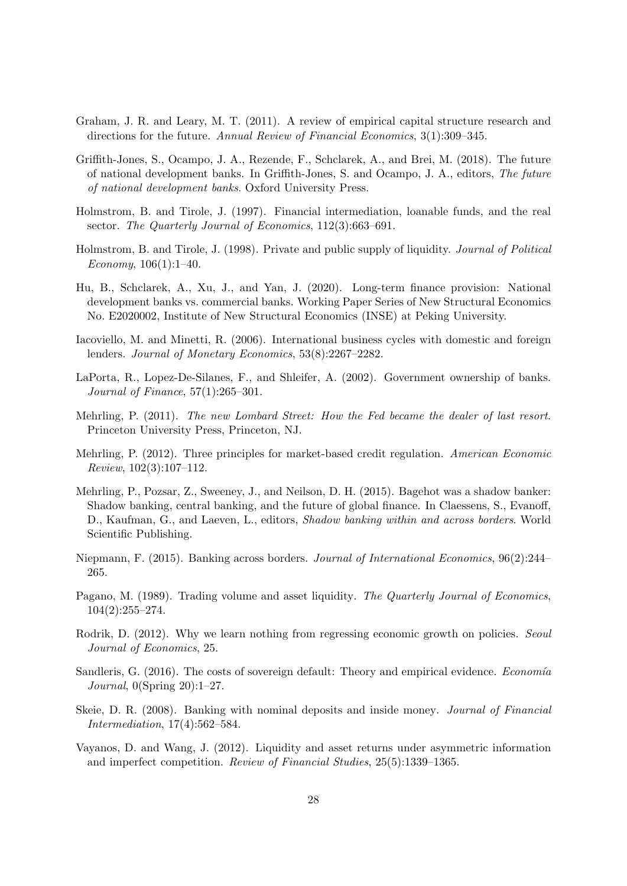Graham, J. R. and Leary, M. T. (2011). A review of empirical capital structure research and directions for the future. *Annual Review of Financial Economics*, 3(1):309–345.

Griffith-Jones, S., Ocampo, J. A., Rezende, F., Schclarek, A., and Brei, M. (2018). The future of national development banks. In Griffith-Jones, S. and Ocampo, J. A., editors, *The future of national development banks*. Oxford University Press.

Holmstrom, B. and Tirole, J. (1997). Financial intermediation, loanable funds, and the real sector. *The Quarterly Journal of Economics*, 112(3):663–691.

Holmstrom, B. and Tirole, J. (1998). Private and public supply of liquidity. *Journal of Political Economy*, 106(1):1–40.

Hu, B., Schclarek, A., Xu, J., and Yan, J. (2020). Long-term finance provision: National development banks vs. commercial banks. Working Paper Series of New Structural Economics No. E2020002, Institute of New Structural Economics (INSE) at Peking University.

Iacoviello, M. and Minetti, R. (2006). International business cycles with domestic and foreign lenders. *Journal of Monetary Economics*, 53(8):2267–2282.

LaPorta, R., Lopez-De-Silanes, F., and Shleifer, A. (2002). Government ownership of banks. *Journal of Finance*, 57(1):265–301.

Mehrling, P. (2011). *The new Lombard Street: How the Fed became the dealer of last resort*. Princeton University Press, Princeton, NJ.

Mehrling, P. (2012). Three principles for market-based credit regulation. *American Economic Review*, 102(3):107–112.

Mehrling, P., Pozsar, Z., Sweeney, J., and Neilson, D. H. (2015). Bagehot was a shadow banker: Shadow banking, central banking, and the future of global finance. In Claessens, S., Evanoff, D., Kaufman, G., and Laeven, L., editors, *Shadow banking within and across borders*. World Scientific Publishing.

Niepmann, F. (2015). Banking across borders. *Journal of International Economics*, 96(2):244–265.

Pagano, M. (1989). Trading volume and asset liquidity. *The Quarterly Journal of Economics*, 104(2):255–274.

Rodrik, D. (2012). Why we learn nothing from regressing economic growth on policies. *Seoul Journal of Economics*, 25.

Sandleris, G. (2016). The costs of sovereign default: Theory and empirical evidence. *Economía Journal*, 0(Spring 20):1–27.

Skeie, D. R. (2008). Banking with nominal deposits and inside money. *Journal of Financial Intermediation*, 17(4):562–584.

Vayanos, D. and Wang, J. (2012). Liquidity and asset returns under asymmetric information and imperfect competition. *Review of Financial Studies*, 25(5):1339–1365.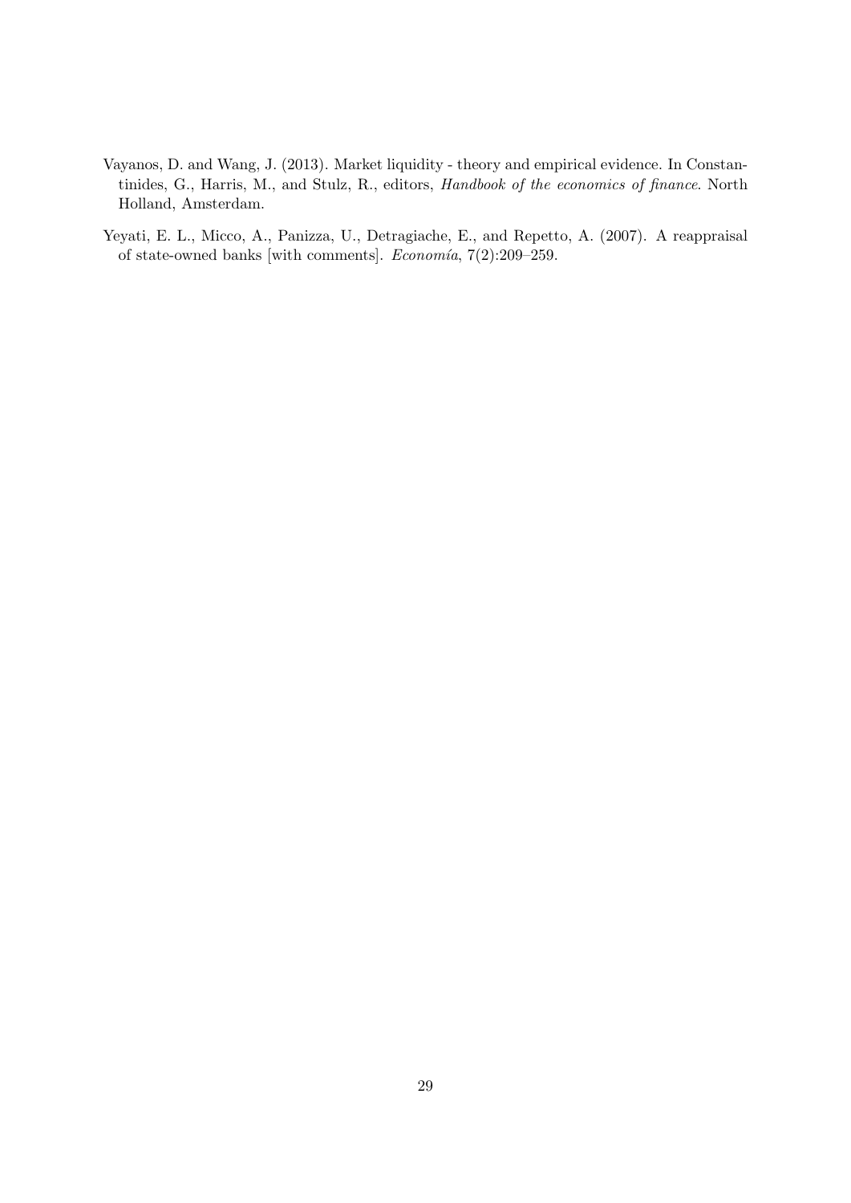Vayanos, D. and Wang, J. (2013). Market liquidity - theory and empirical evidence. In Constantinides, G., Harris, M., and Stulz, R., editors, *Handbook of the economics of finance*. North Holland, Amsterdam.

Yeyati, E. L., Micco, A., Panizza, U., Detragiache, E., and Repetto, A. (2007). A reappraisal of state-owned banks [with comments]. *Economía*, 7(2):209–259.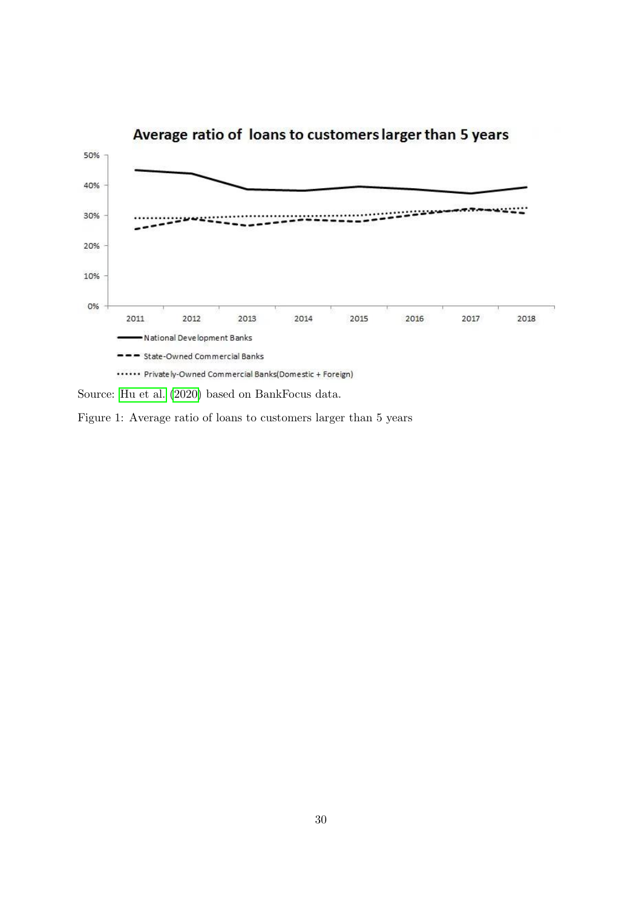Source: Hu et al. (2020) based on BankFocus data.

Figure 1: Average ratio of loans to customers larger than 5 years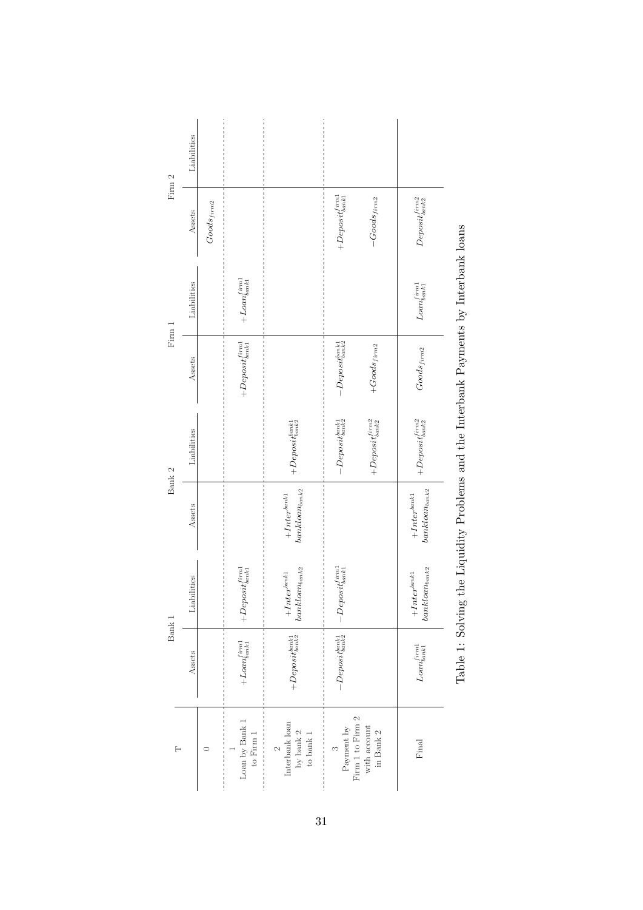| T | Bank 1 | | Bank 2 | | Firm 1 | | Firm 2 | |
|---|---|---|---|---|---|---|---|---|
| | Assets | Liabilities | Assets | Liabilities | Assets | Liabilities | Assets | Liabilities |
| 0 | | | | | | | $Goods_{firm2}$ | |
| 1 Loan by Bank 1 to Firm 1 | $+Loan^{firm1}_{bank1}$ | $+Deposit^{firm1}_{bank1}$ | | | $+Deposit^{firm1}_{bank1}$ | $+Loan^{firm1}_{bank1}$ | | |
| 2 Interbank loan by bank 2 to bank 1 | $+Deposit^{bank1}_{bank2}$ | $+Inter^{bank1}$ $bankloan_{bank2}$ | $+Inter^{bank1}$ $bankloan_{bank2}$ | $+Deposit^{bank1}_{bank2}$ | | | | |
| 3 Payment by Firm 1 to Firm 2 with account in Bank 2 | $-Deposit^{bank1}_{bank2}$ | $-Deposit^{firm1}_{bank1}$ | | $-Deposit^{bank1}_{bank2}$ $+Deposit^{firm2}_{bank2}$ | $-Deposit^{bank1}_{bank2}$ $+Goods_{firm2}$ | | $+Deposit^{firm1}_{bank1}$ $-Goods_{firm2}$ | |
| Final | $Loan^{firm1}_{bank1}$ | $+Inter^{bank1}$ $bankloan_{bank2}$ | $+Inter^{bank1}$ $bankloan_{bank2}$ | $+Deposit^{firm2}_{bank2}$ | $Goods_{firm2}$ | $Loan^{firm1}_{bank1}$ | $Deposit^{firm2}_{bank2}$ | |

Table 1: Solving the Liquidity Problems and the Interbank Payments by Interbank loans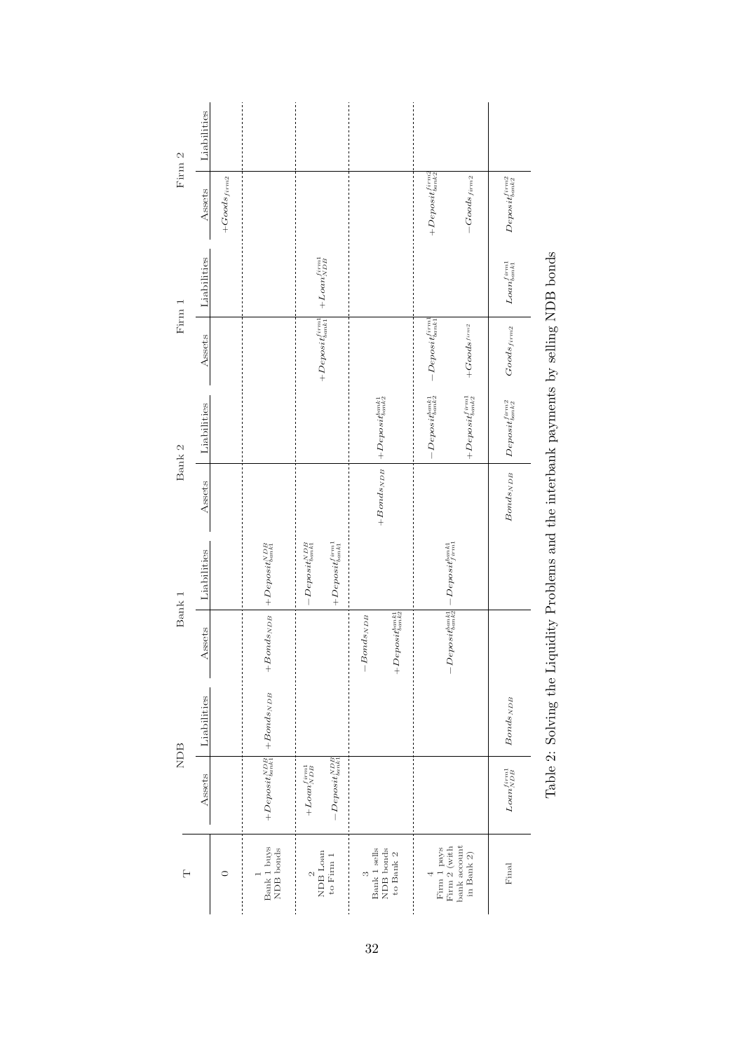| T | NDB | | Bank 1 | | Bank 2 | | Firm 1 | | Firm 2 | |
|---|---|---|---|---|---|---|---|---|---|---|
| | Assets | Liabilities | Assets | Liabilities | Assets | Liabilities | Assets | Liabilities | Assets | Liabilities |
| 0 | | | | | | | | | $+Goods_{firm2}$ | |
| 1 Bank 1 buys NDB bonds | $+Deposit^{NDB}_{bank1}$ | $+Bonds_{NDB}$ | $+Bonds_{NDB}$ | $+Deposit^{NDB}_{bank1}$ | | | | | | |
| 2 NDB Loan to Firm 1 | $+Loan^{firm1}_{NDB}$ $-Deposit^{NDB}_{bank1}$ | | | $-Deposit^{NDB}_{bank1}$ $+Deposit^{firm1}_{bank1}$ | | | $+Deposit^{firm1}_{bank1}$ | $+Loan^{firm1}_{NDB}$ | | |
| 3 Bank 1 sells NDB bonds to Bank 2 | | | $-Bonds_{NDB}$ $+Deposit^{bank1}_{bank2}$ | | $+Bonds_{NDB}$ | $+Deposit^{bank1}_{bank2}$ | | | | |
| 4 Firm 1 pays Firm 2 (with bank account in Bank 2) | | | $-Deposit^{bank1}_{bank2}$ | $-Deposit^{bank1}_{firm1}$ | | $-Deposit^{bank1}_{bank2}$ $+Deposit^{firm1}_{bank2}$ | $-Deposit^{firm1}_{bank1}$ $+Goods^{firm2}$ | | $+Deposit^{firm2}_{bank2}$ $-Goods_{firm2}$ | |
| Final | $Loan^{firm1}_{NDB}$ | $Bonds_{NDB}$ | | | $Bonds_{NDB}$ | $Deposit^{firm2}_{bank2}$ | $Goods_{firm2}$ | $Loan^{firm1}_{bank1}$ | $Deposit^{firm2}_{bank2}$ | |

Table 2: Solving the Liquidity Problems and the interbank payments by selling NDB bonds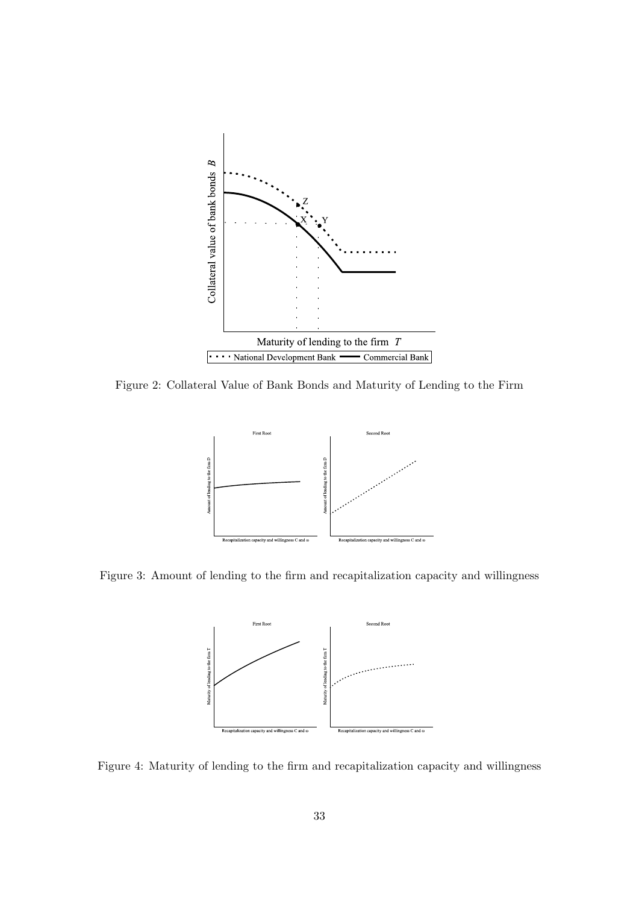Figure 2: Collateral Value of Bank Bonds and Maturity of Lending to the Firm

Figure 3: Amount of lending to the firm and recapitalization capacity and willingness

Figure 4: Maturity of lending to the firm and recapitalization capacity and willingness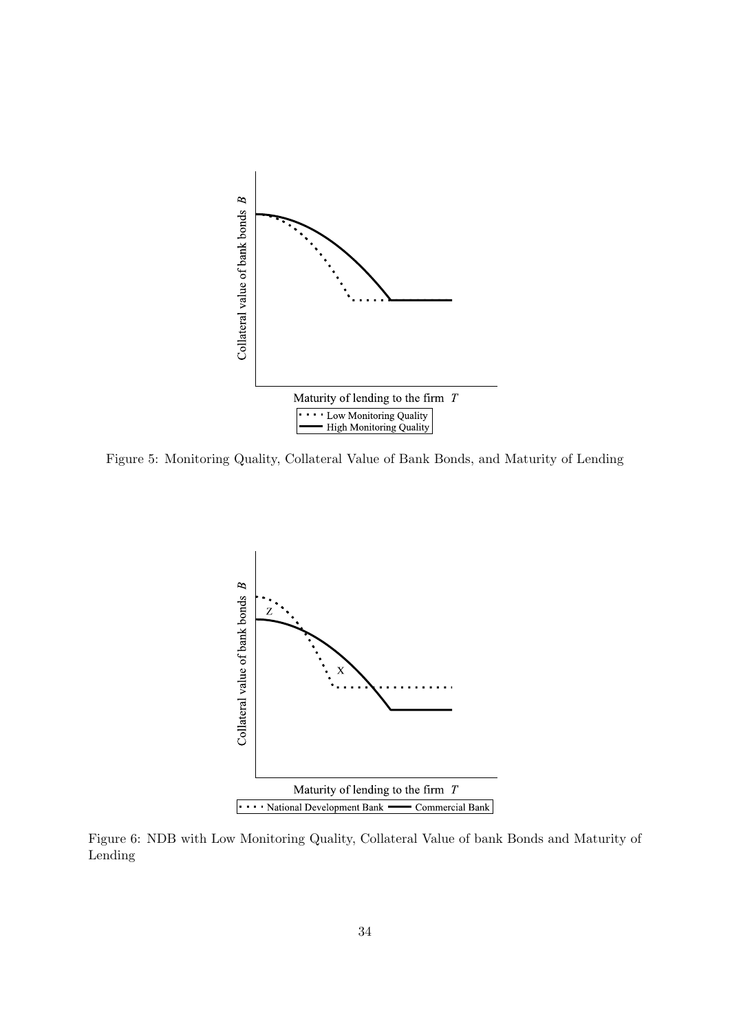Figure 5: Monitoring Quality, Collateral Value of Bank Bonds, and Maturity of Lending

Figure 6: NDB with Low Monitoring Quality, Collateral Value of bank Bonds and Maturity of Lending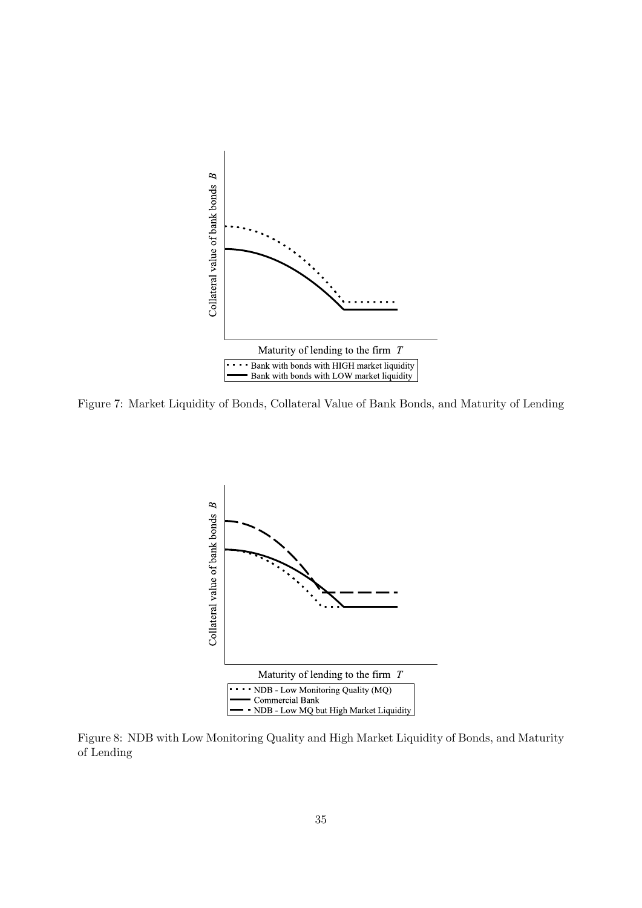Collateral value of bank bonds $B$

Maturity of lending to the firm $T$

Bank with bonds with HIGH market liquidity

Bank with bonds with LOW market liquidity

Figure 7: Market Liquidity of Bonds, Collateral Value of Bank Bonds, and Maturity of Lending

Collateral value of bank bonds $B$

Maturity of lending to the firm $T$

NDB - Low Monitoring Quality (MQ)

Commercial Bank

NDB - Low MQ but High Market Liquidity

Figure 8: NDB with Low Monitoring Quality and High Market Liquidity of Bonds, and Maturity of Lending